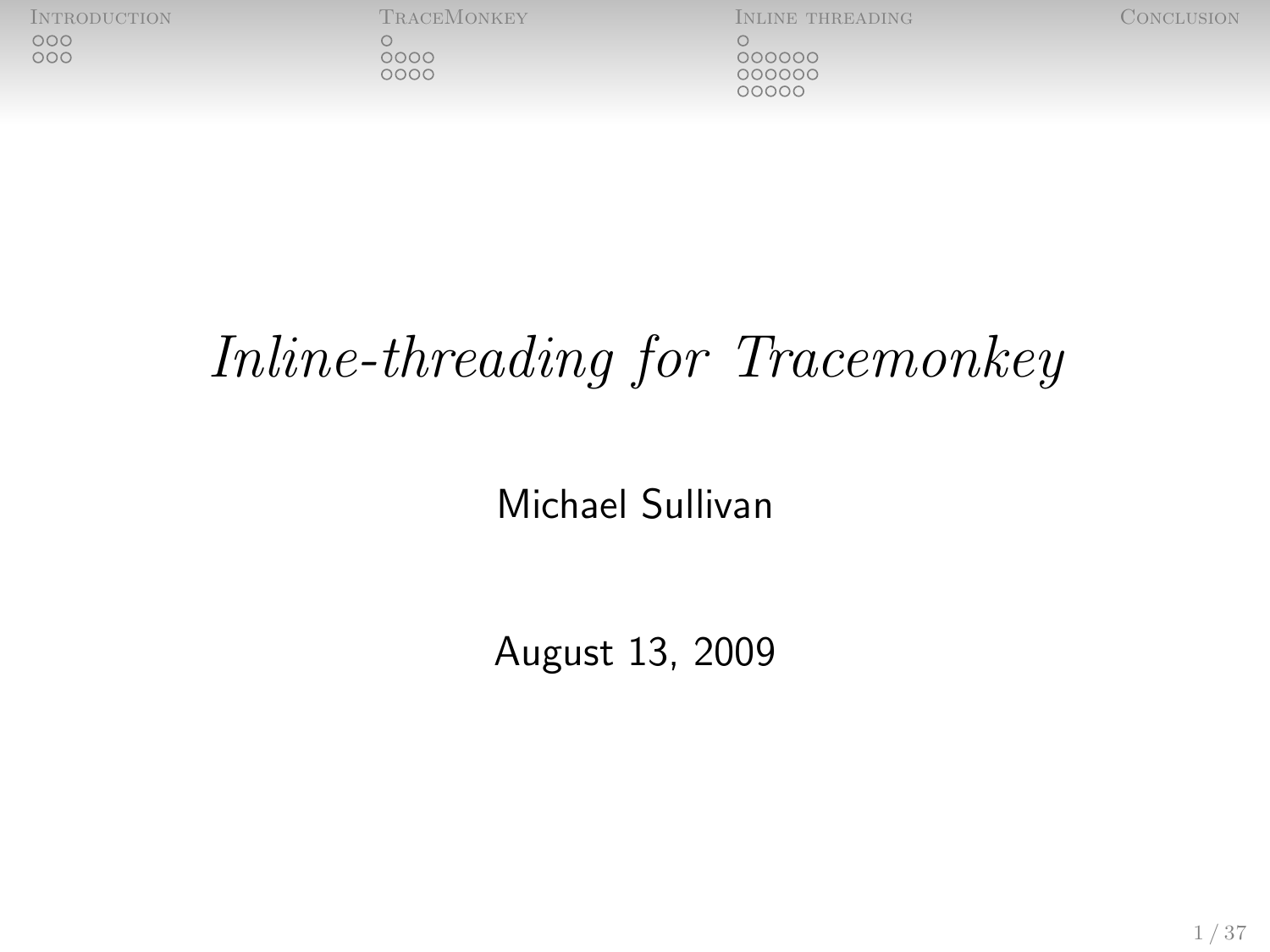# *Inline-threading for Tracemonkey*

Michael Sullivan

August 13, 2009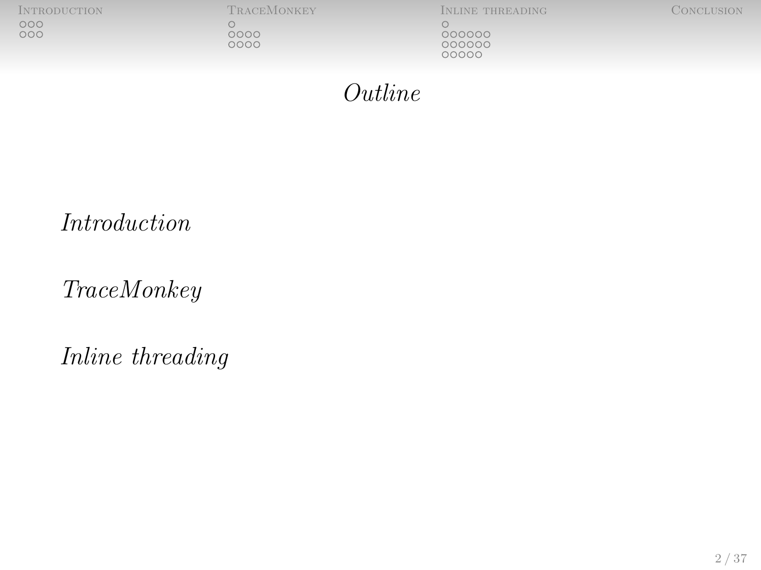# *Outline*

*Introduction*

*TraceMonkey*

*Inline threading*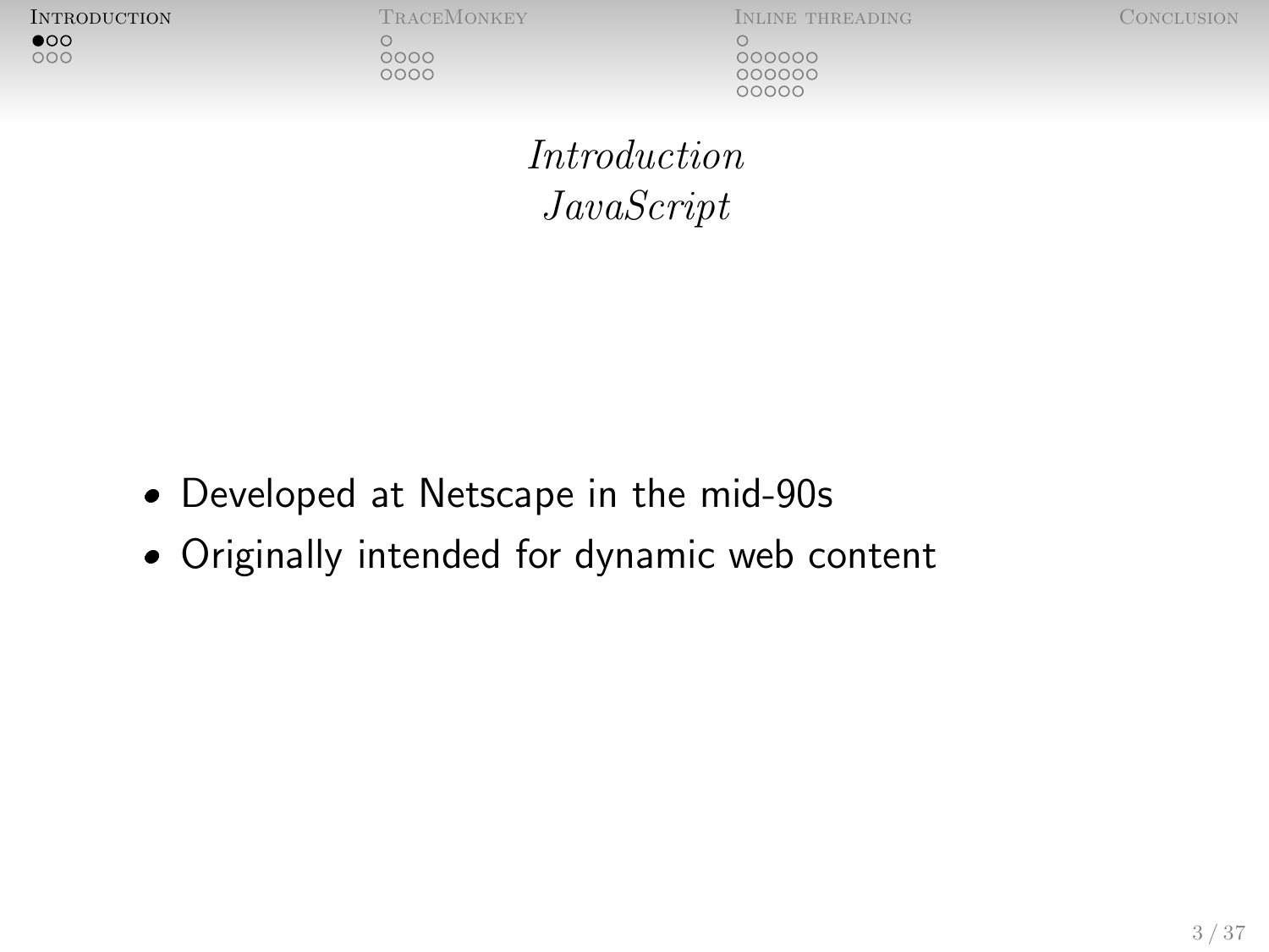## *Introduction*
### *JavaScript*

- Developed at Netscape in the mid-90s
- Originally intended for dynamic web content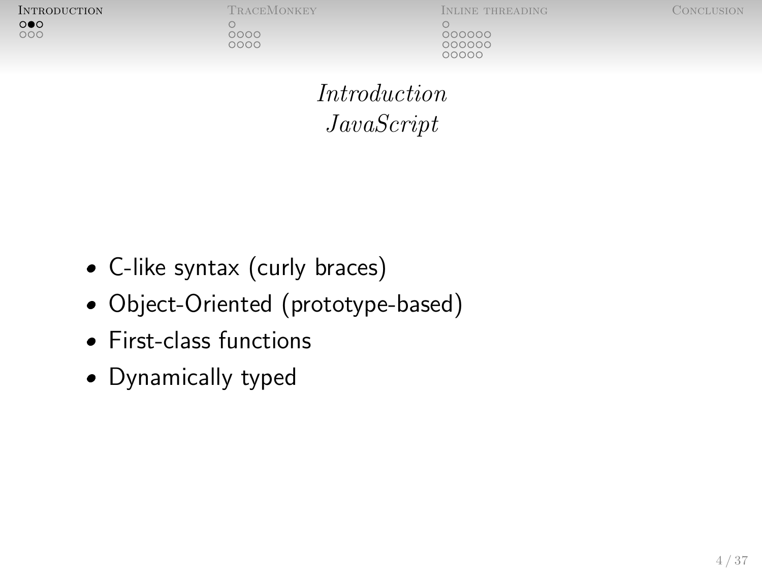## *Introduction*
### *JavaScript*

- C-like syntax (curly braces)
- Object-Oriented (prototype-based)
- First-class functions
- Dynamically typed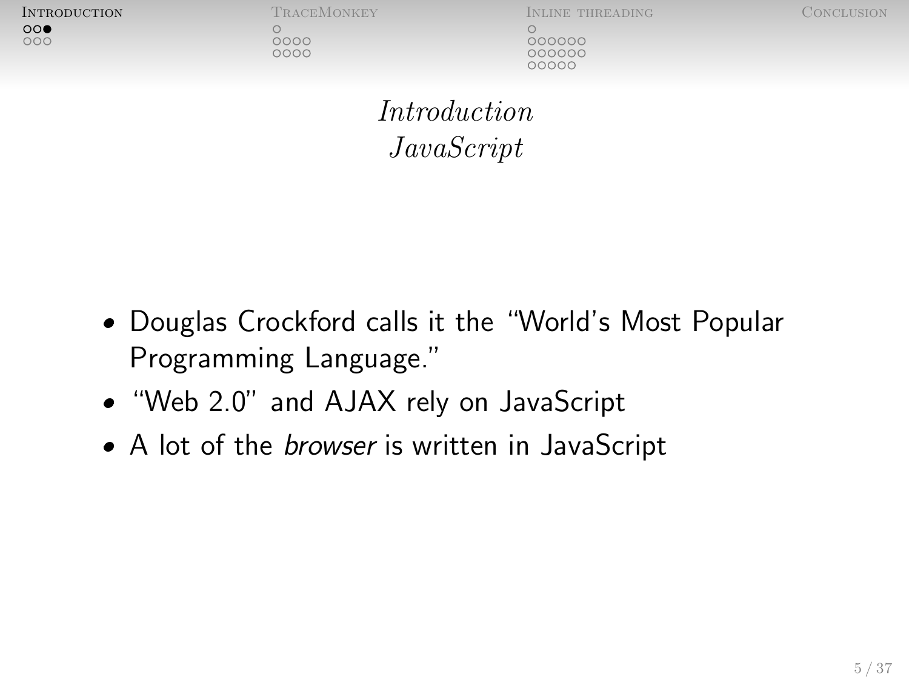## *Introduction*
## *JavaScript*

- Douglas Crockford calls it the "World's Most Popular Programming Language."
- "Web 2.0" and AJAX rely on JavaScript
- A lot of the *browser* is written in JavaScript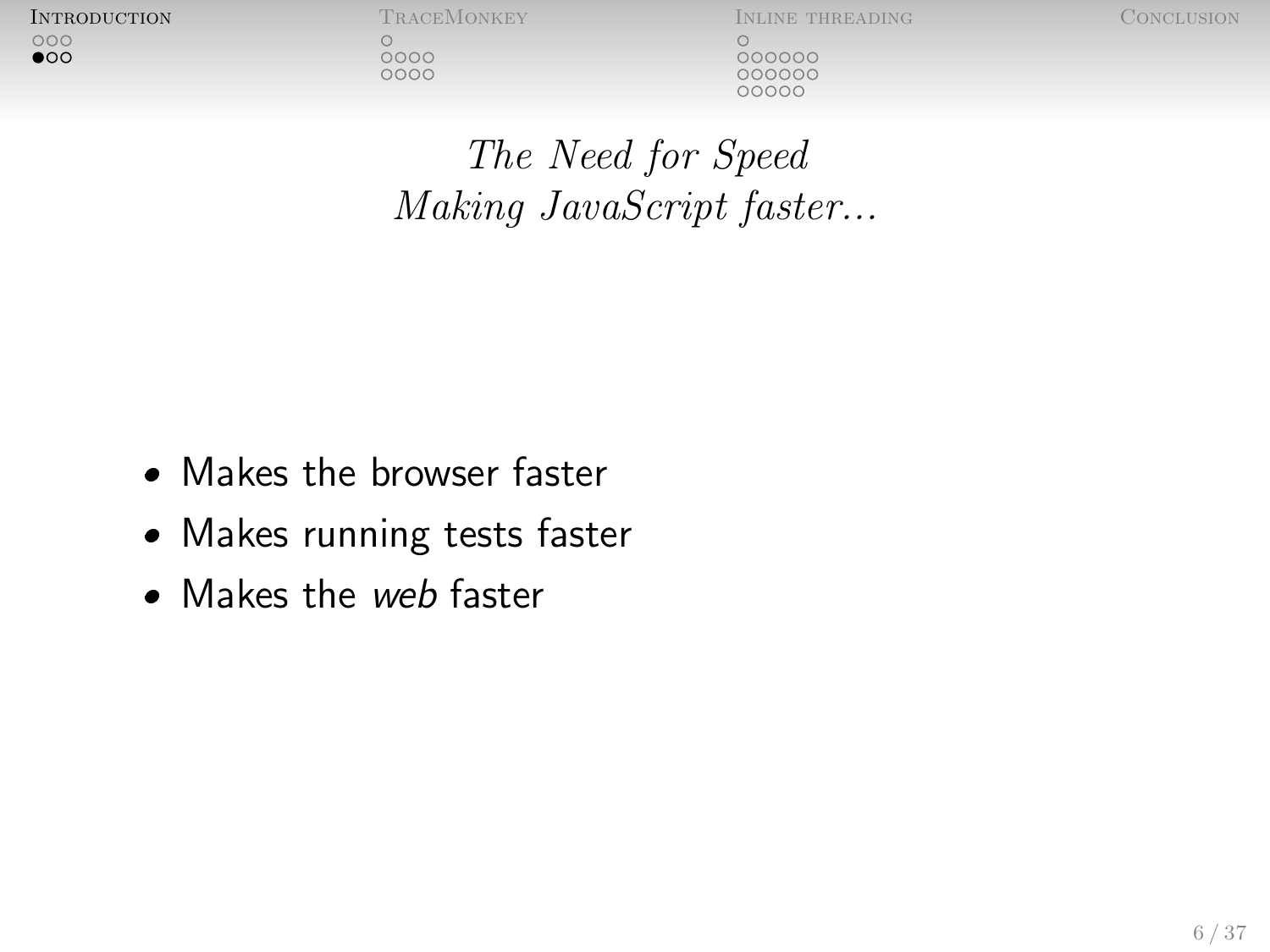## *The Need for Speed*
## *Making JavaScript faster...*

- Makes the browser faster
- Makes running tests faster
- Makes the *web* faster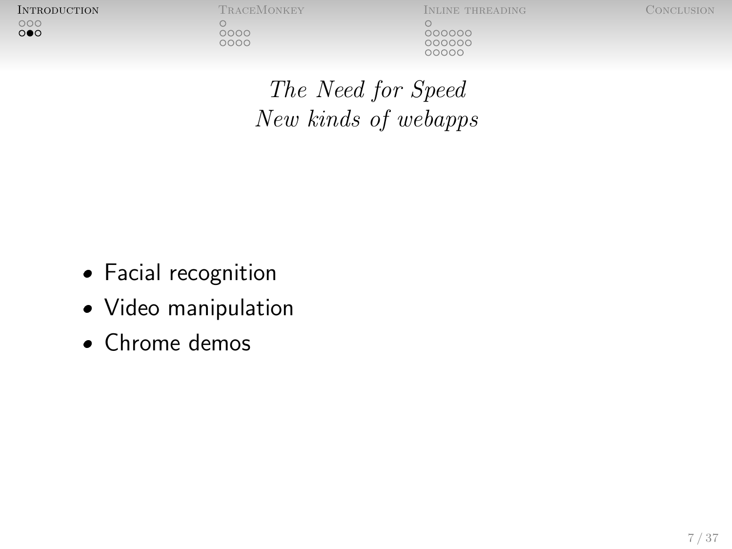## *The Need for Speed*
## *New kinds of webapps*

- Facial recognition
- Video manipulation
- Chrome demos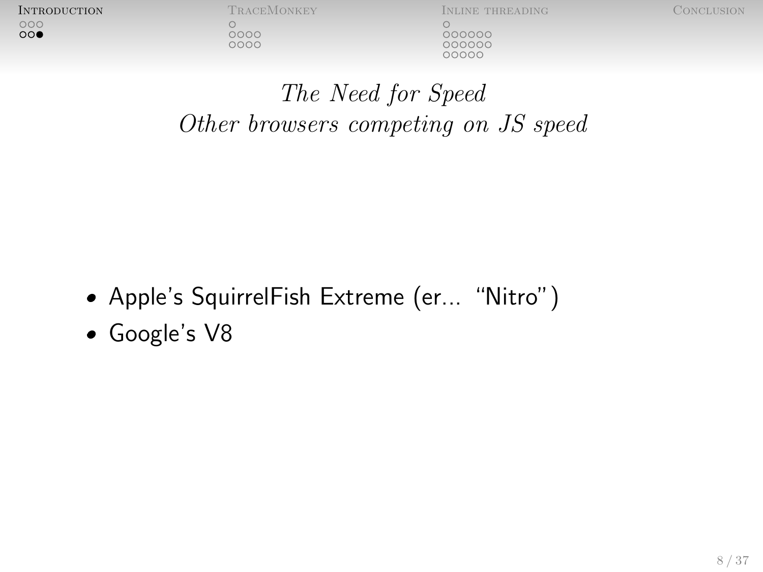## *The Need for Speed*
## *Other browsers competing on JS speed*

- Apple's SquirrelFish Extreme (er... "Nitro")
- Google's V8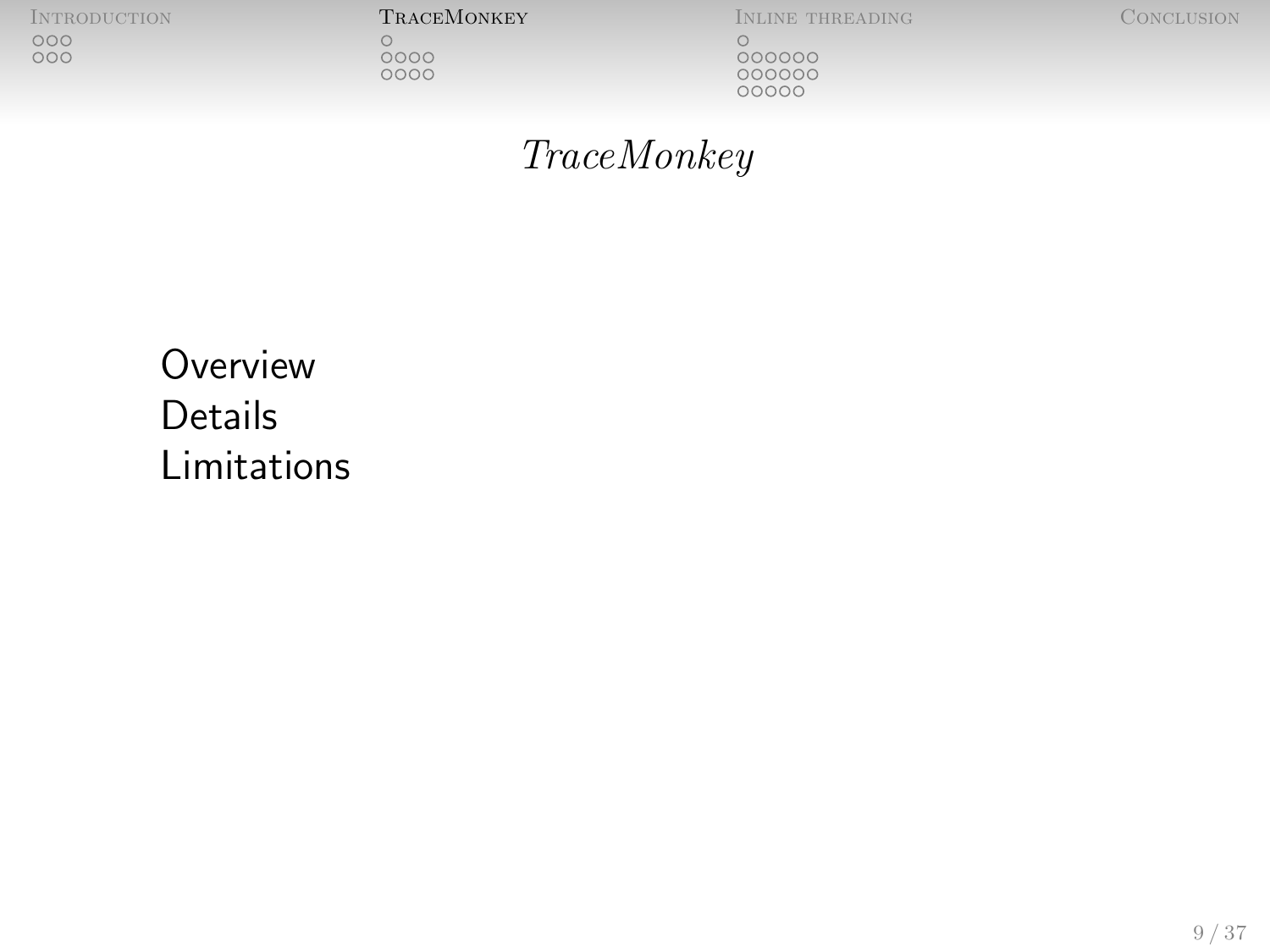# *TraceMonkey*

- Overview
- Details
- Limitations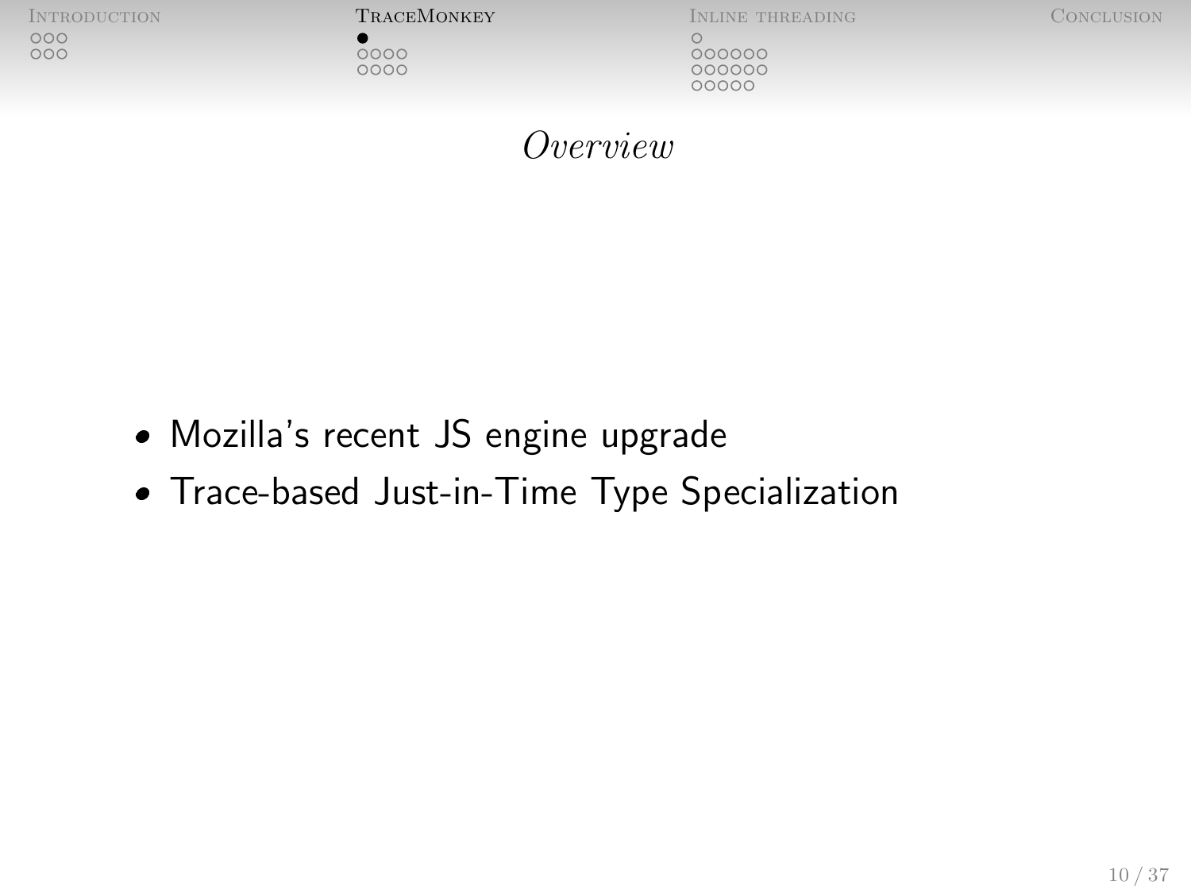## *Overview*

- Mozilla's recent JS engine upgrade
- Trace-based Just-in-Time Type Specialization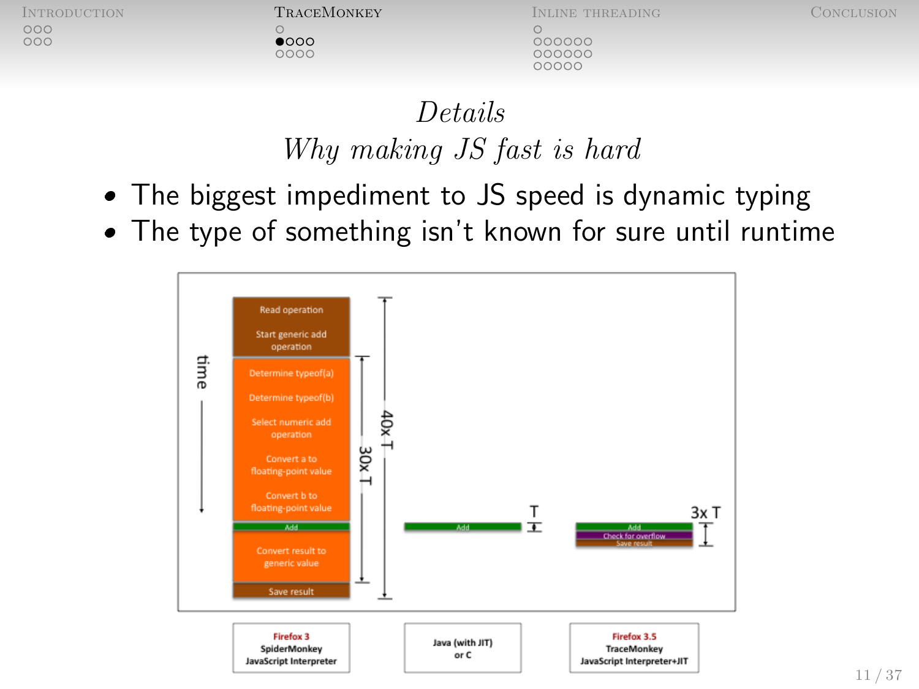## *Details*
### *Why making JS fast is hard*

- The biggest impediment to JS speed is dynamic typing
- The type of something isn't known for sure until runtime

time

Read operation

Start generic add operation

Determine typeof(a)

Determine typeof(b)

Select numeric add operation

Convert a to floating-point value

Convert b to floating-point value

Add

Convert result to generic value

Save result

30x T

40x T

Add

T

Add

Check for overflow

Save result

3x T

Firefox 3
SpiderMonkey
JavaScript Interpreter

Java (with JIT)
or C

Firefox 3.5
TraceMonkey
JavaScript Interpreter+JIT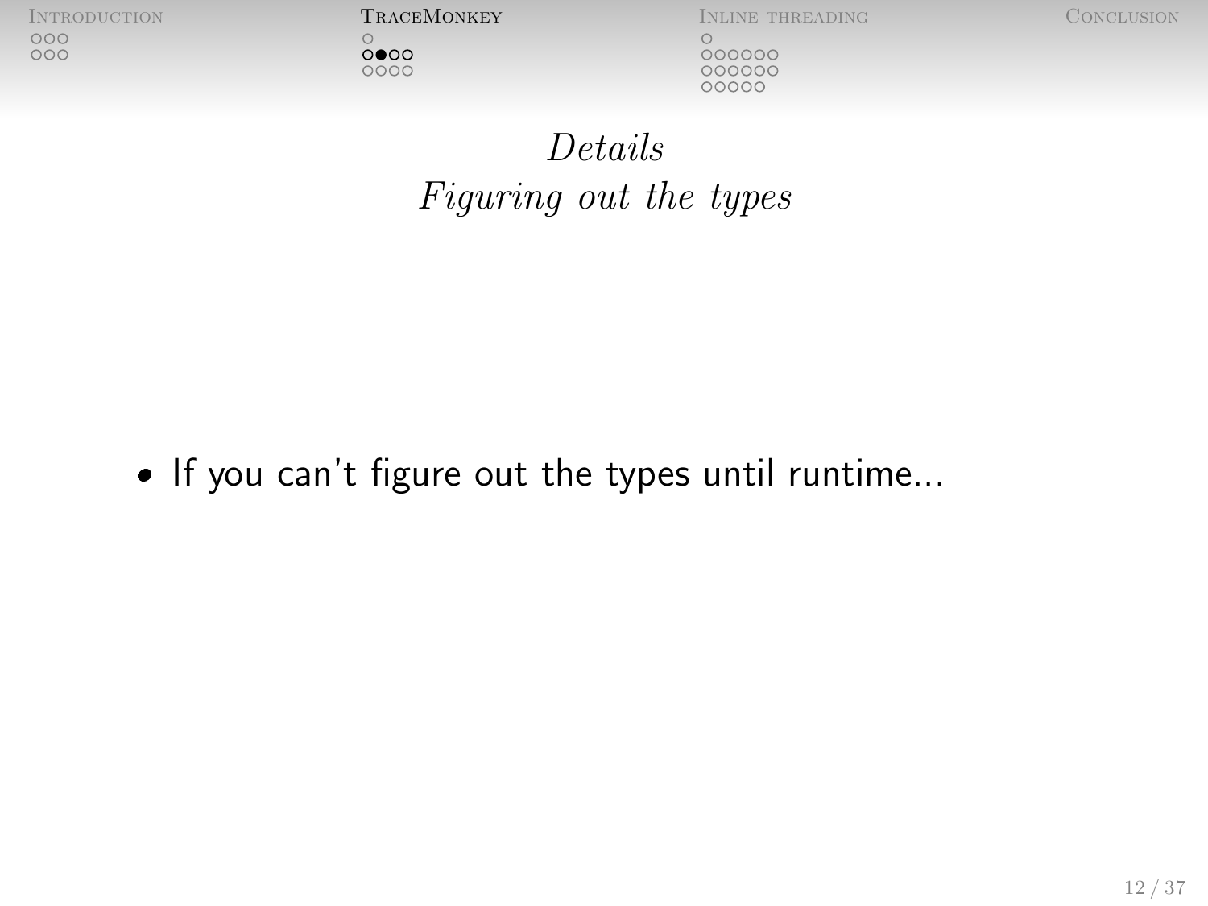## *Details*

### *Figuring out the types*

- If you can't figure out the types until runtime...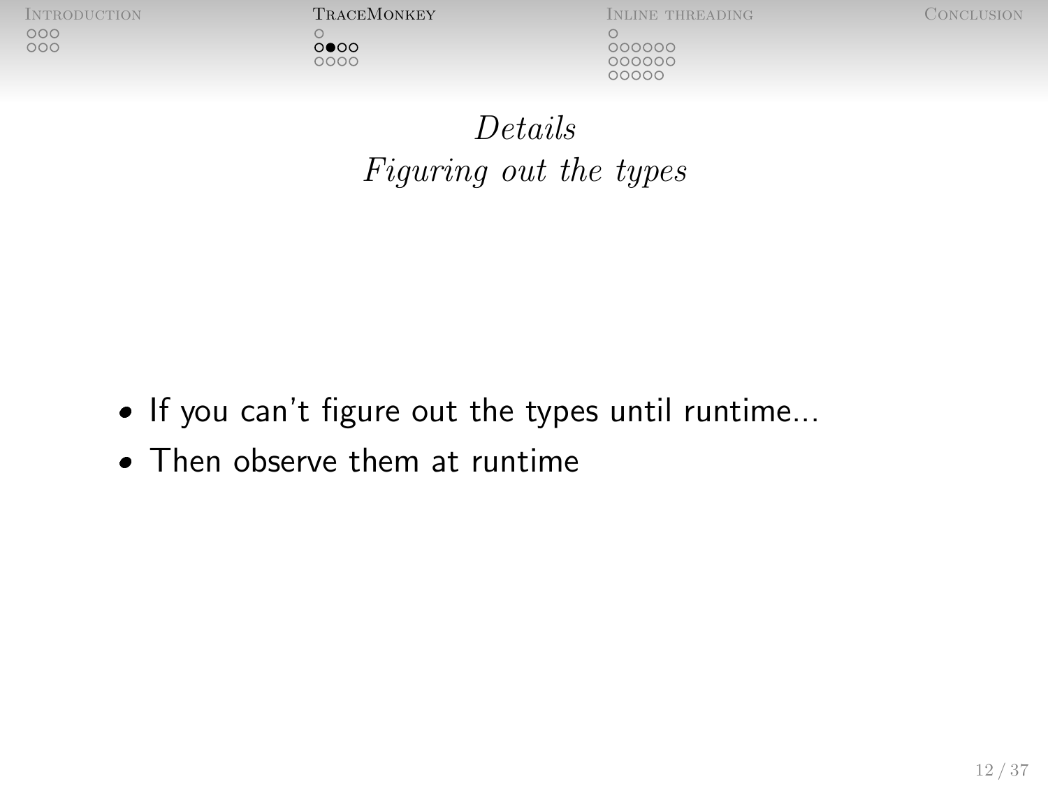## *Details*
### *Figuring out the types*

- If you can't figure out the types until runtime...
- Then observe them at runtime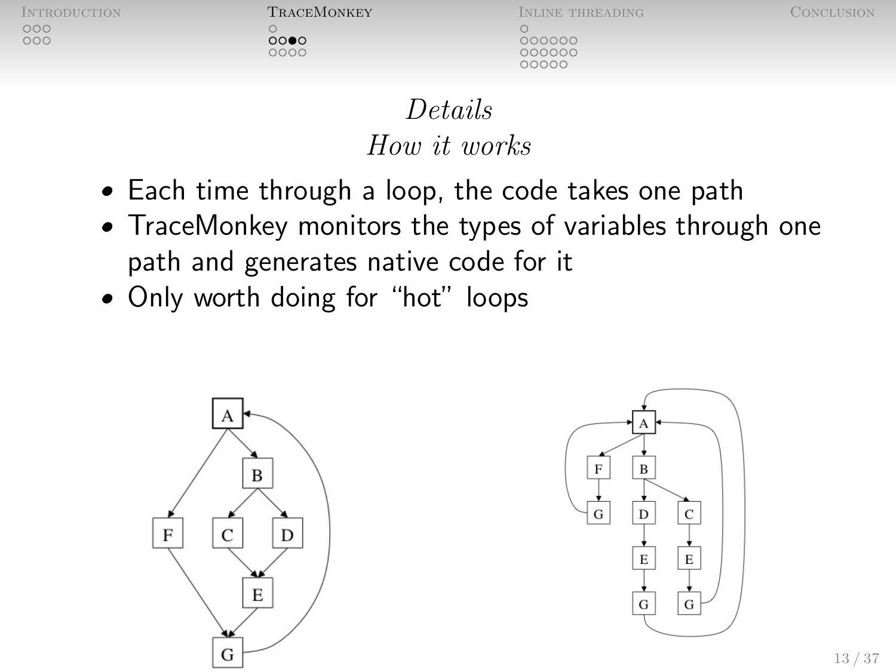## *Details*

### *How it works*

- Each time through a loop, the code takes one path
- TraceMonkey monitors the types of variables through one path and generates native code for it
- Only worth doing for “hot” loops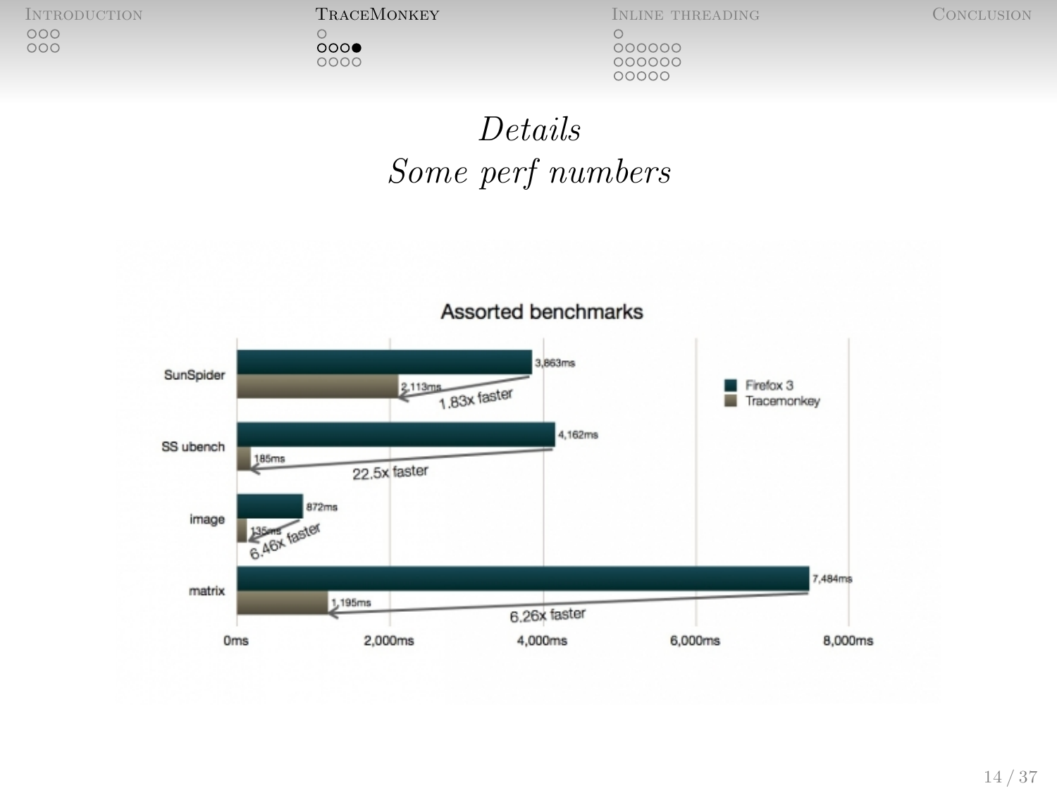# *Details*
## *Some perf numbers*

**Assorted benchmarks**

| Benchmark | Firefox 3 | Tracemonkey | Speedup |
| --- | --- | --- | --- |
| SunSpider | 3,863ms | 2,113ms | 1.83x faster |
| SS ubench | 4,162ms | 185ms | 22.5x faster |
| image | 872ms | 135ms | 6.46x faster |
| matrix | 7,484ms | 1,195ms | 6.26x faster |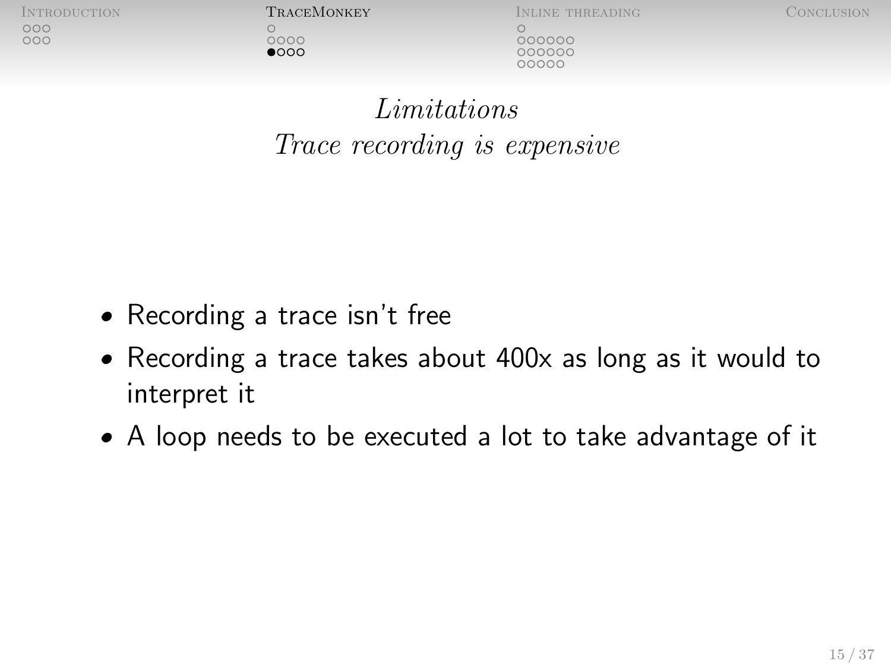## *Limitations*

### *Trace recording is expensive*

- Recording a trace isn't free
- Recording a trace takes about 400x as long as it would to interpret it
- A loop needs to be executed a lot to take advantage of it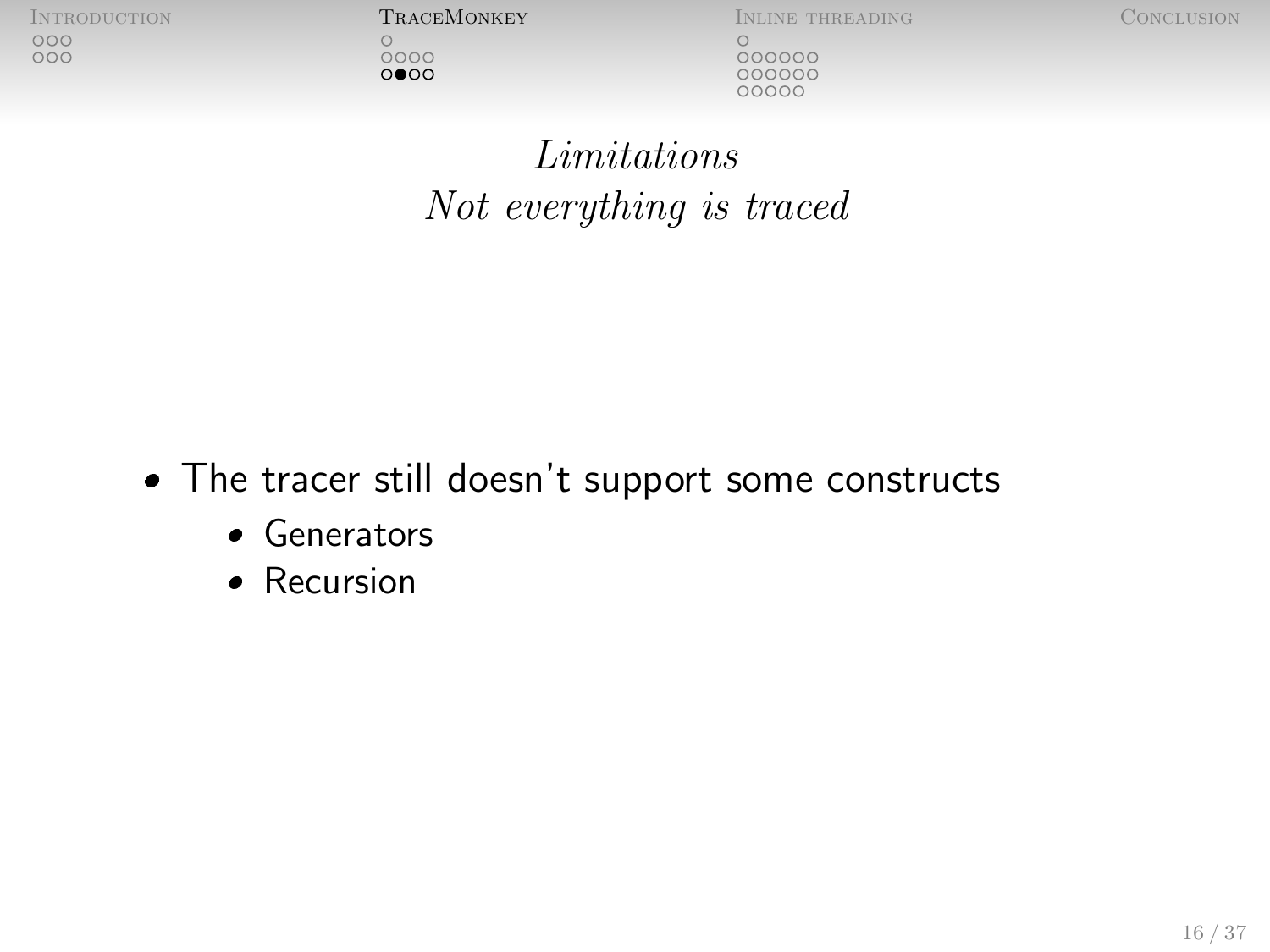## *Limitations*
## *Not everything is traced*

- The tracer still doesn't support some constructs
  - Generators
  - Recursion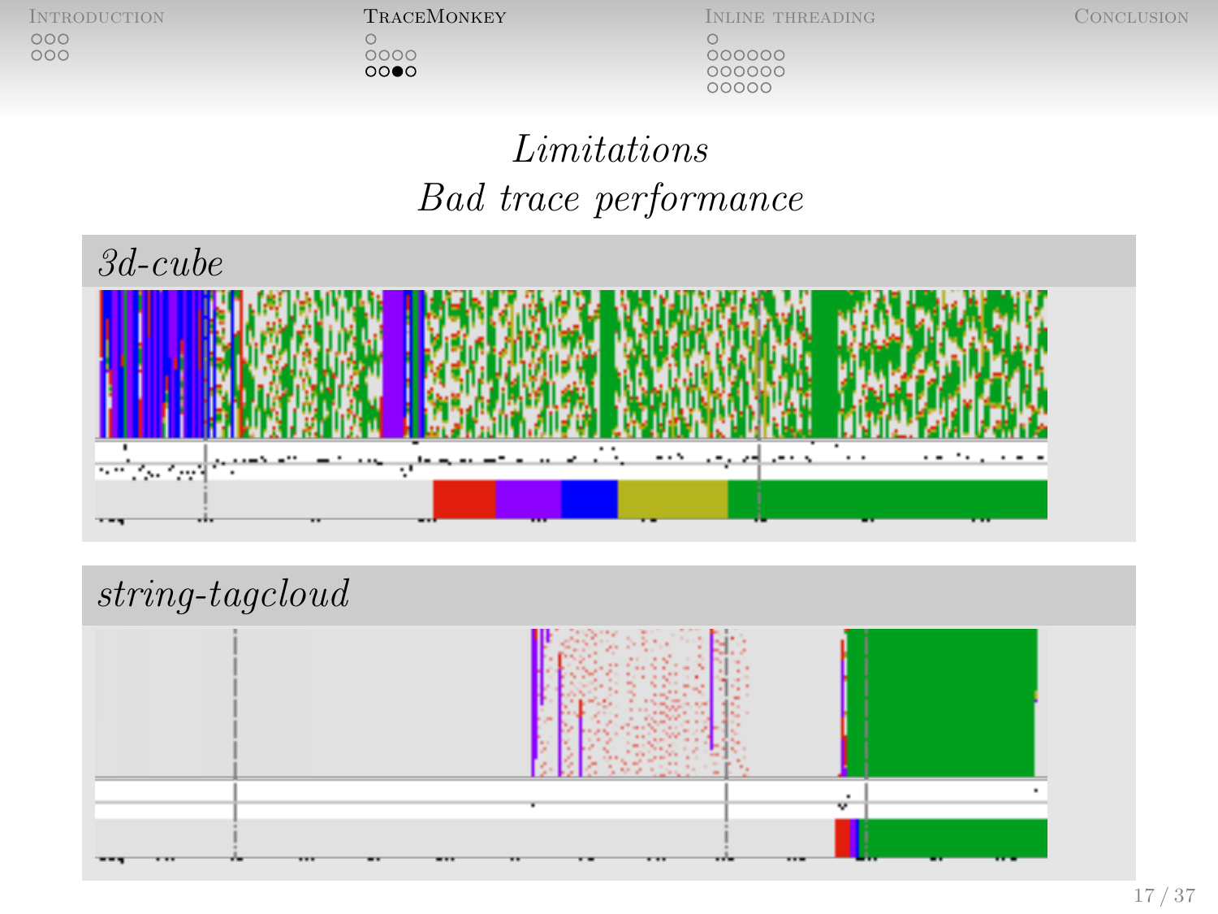## *Limitations*
## *Bad trace performance*

*3d-cube*

*string-tagcloud*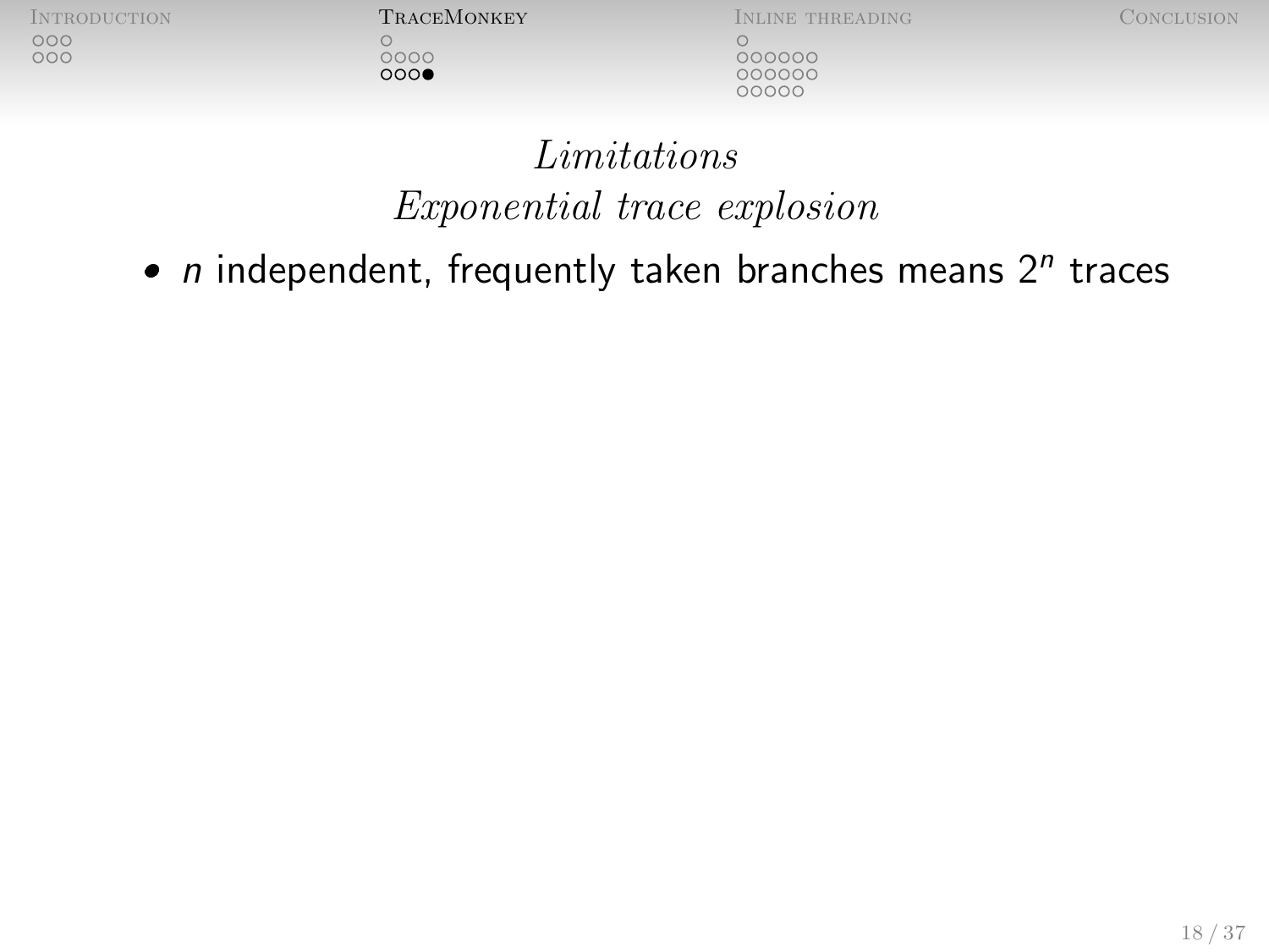## *Limitations*

### *Exponential trace explosion*

- $n$ independent, frequently taken branches means $2^n$ traces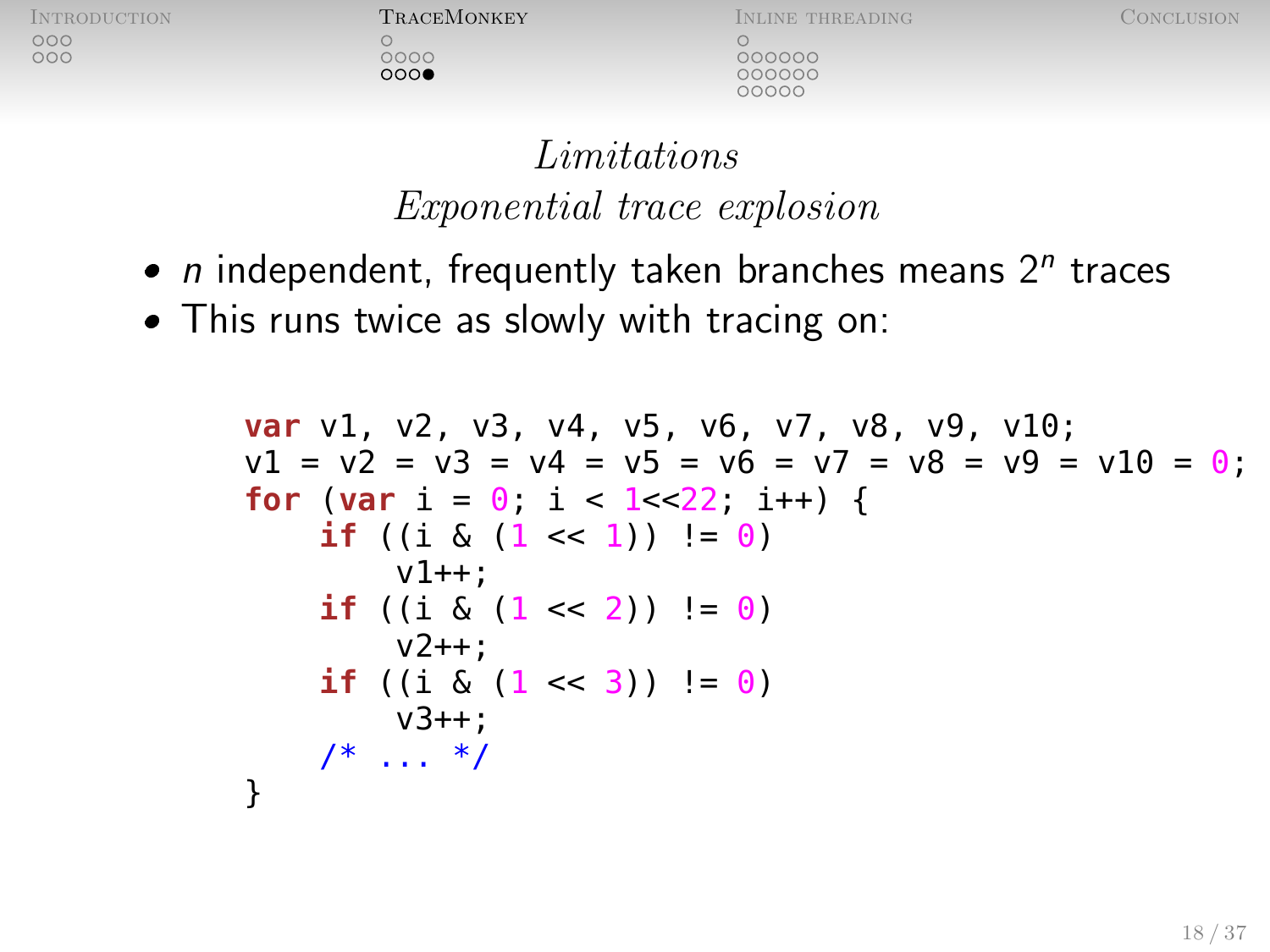## *Limitations*
### *Exponential trace explosion*

- $n$ independent, frequently taken branches means $2^n$ traces
- This runs twice as slowly with tracing on:

```
var v1, v2, v3, v4, v5, v6, v7, v8, v9, v10;
v1 = v2 = v3 = v4 = v5 = v6 = v7 = v8 = v9 = v10 = 0;
for (var i = 0; i < 1<<22; i++) {
    if ((i & (1 << 1)) != 0)
        v1++;
    if ((i & (1 << 2)) != 0)
        v2++;
    if ((i & (1 << 3)) != 0)
        v3++;
    /* ... */
}
```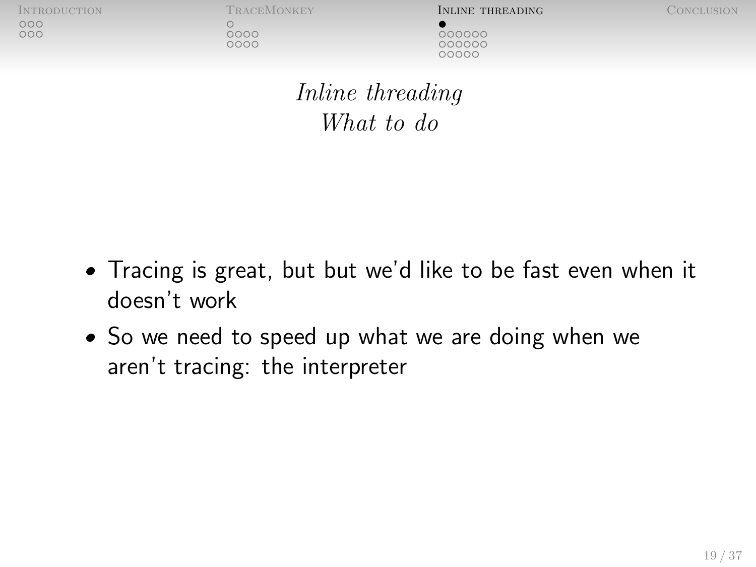## *Inline threading*
## *What to do*

- Tracing is great, but but we'd like to be fast even when it doesn't work
- So we need to speed up what we are doing when we aren't tracing: the interpreter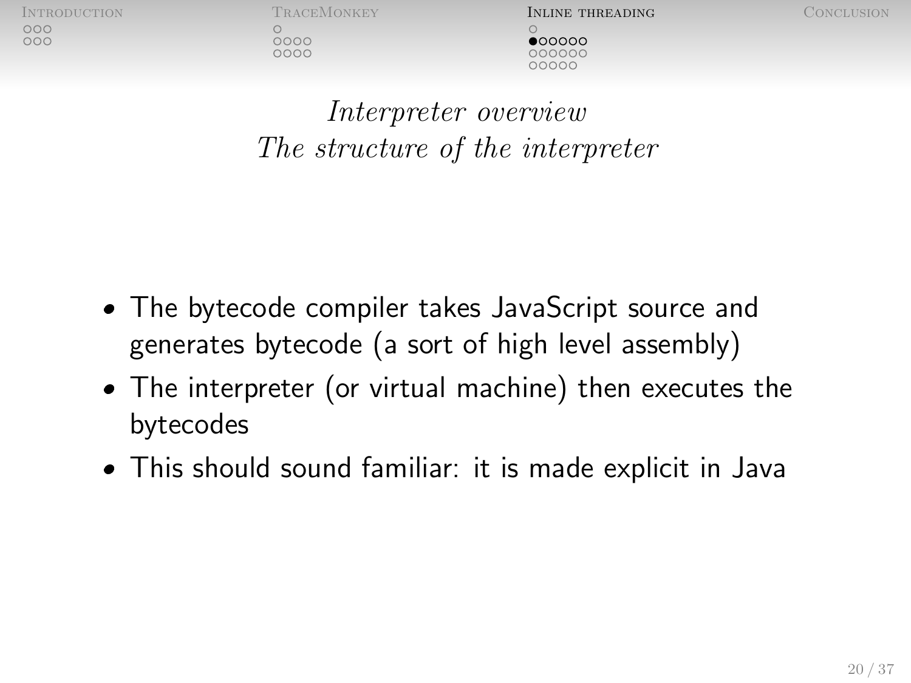## *Interpreter overview*
### *The structure of the interpreter*

- The bytecode compiler takes JavaScript source and generates bytecode (a sort of high level assembly)
- The interpreter (or virtual machine) then executes the bytecodes
- This should sound familiar: it is made explicit in Java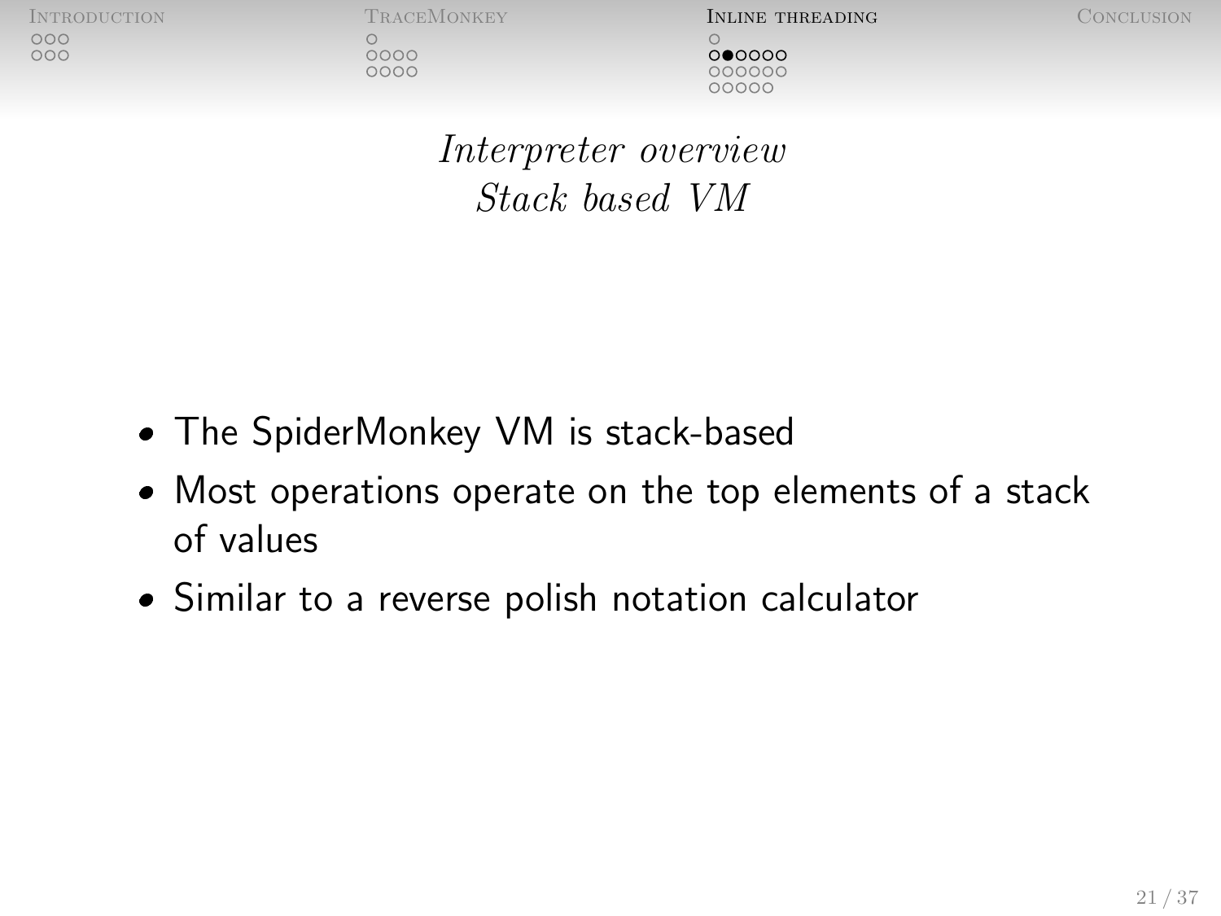## *Interpreter overview*
## *Stack based VM*

- The SpiderMonkey VM is stack-based
- Most operations operate on the top elements of a stack of values
- Similar to a reverse polish notation calculator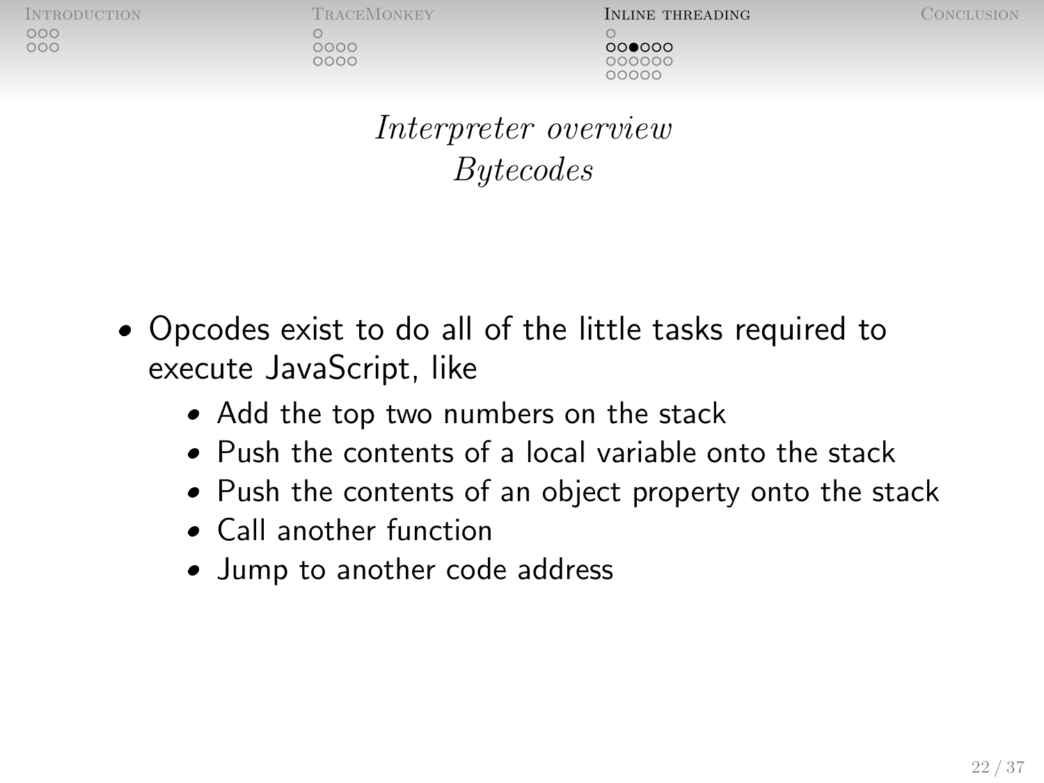## *Interpreter overview*
### *Bytecodes*

- Opcodes exist to do all of the little tasks required to execute JavaScript, like
    - Add the top two numbers on the stack
    - Push the contents of a local variable onto the stack
    - Push the contents of an object property onto the stack
    - Call another function
    - Jump to another code address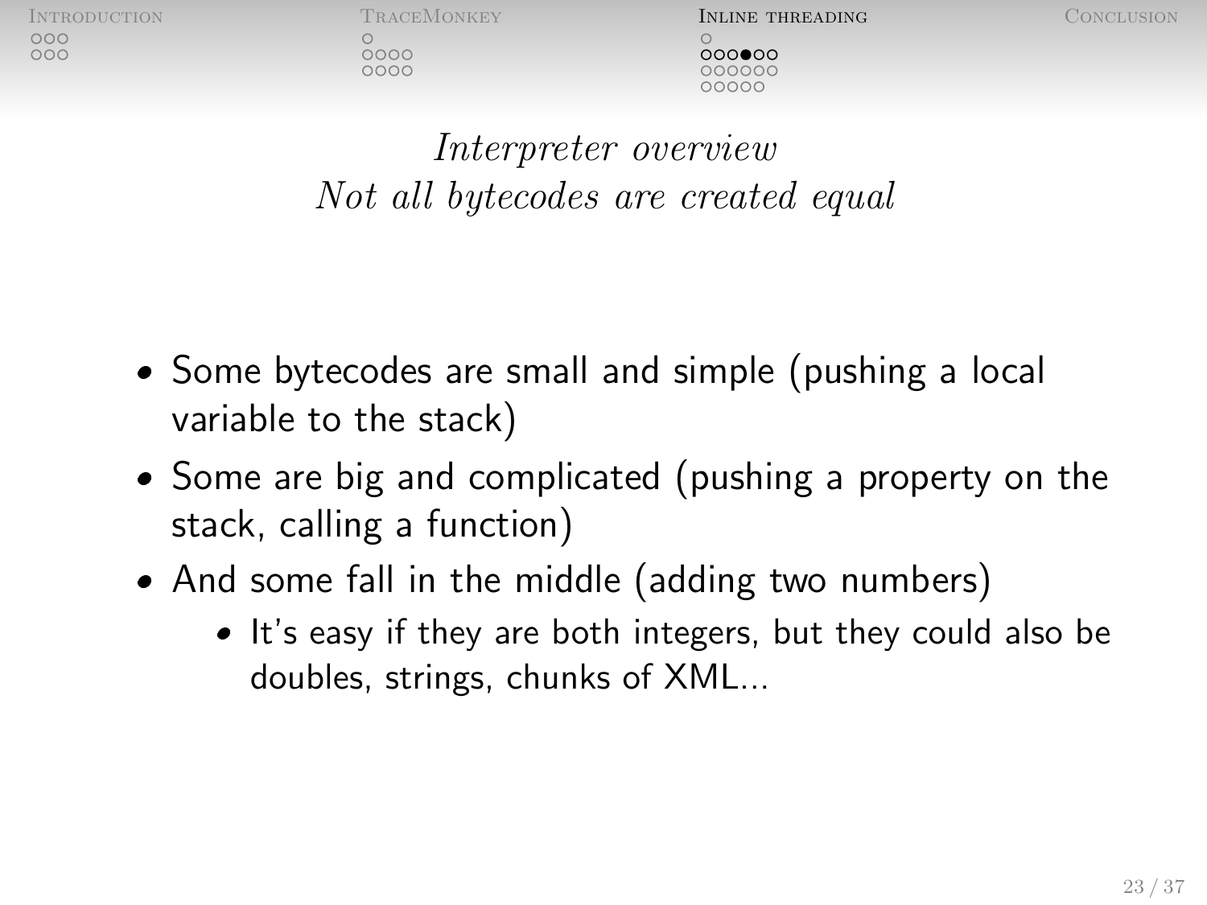## *Interpreter overview*
## *Not all bytecodes are created equal*

- Some bytecodes are small and simple (pushing a local variable to the stack)
- Some are big and complicated (pushing a property on the stack, calling a function)
- And some fall in the middle (adding two numbers)
  - It's easy if they are both integers, but they could also be doubles, strings, chunks of XML...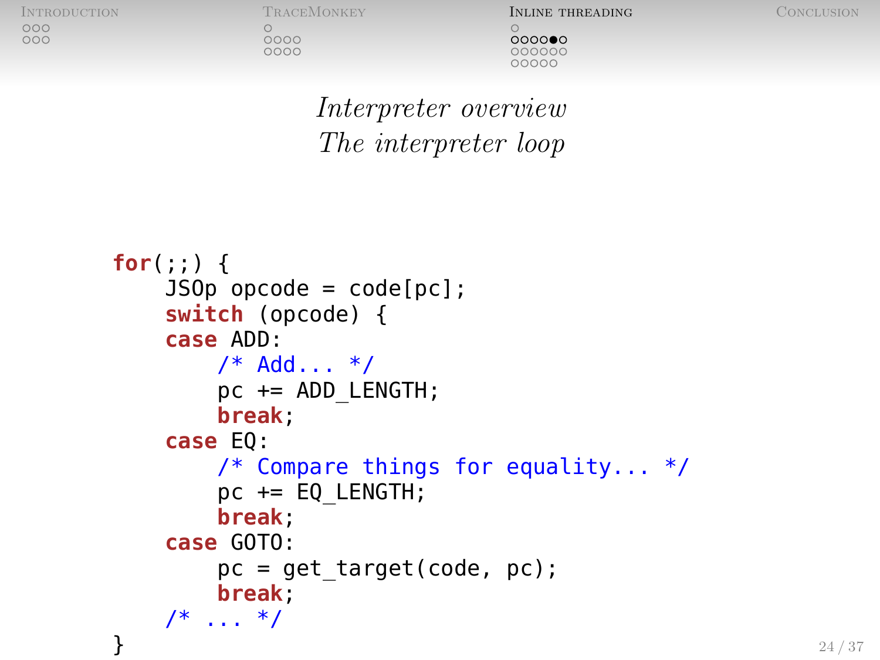# Interpreter overview

## The interpreter loop

```
for(;;) {
    JSOp opcode = code[pc];
    switch (opcode) {
    case ADD:
        /* Add... */
        pc += ADD_LENGTH;
        break;
    case EQ:
        /* Compare things for equality... */
        pc += EQ_LENGTH;
        break;
    case GOTO:
        pc = get_target(code, pc);
        break;
    /* ... */
}
```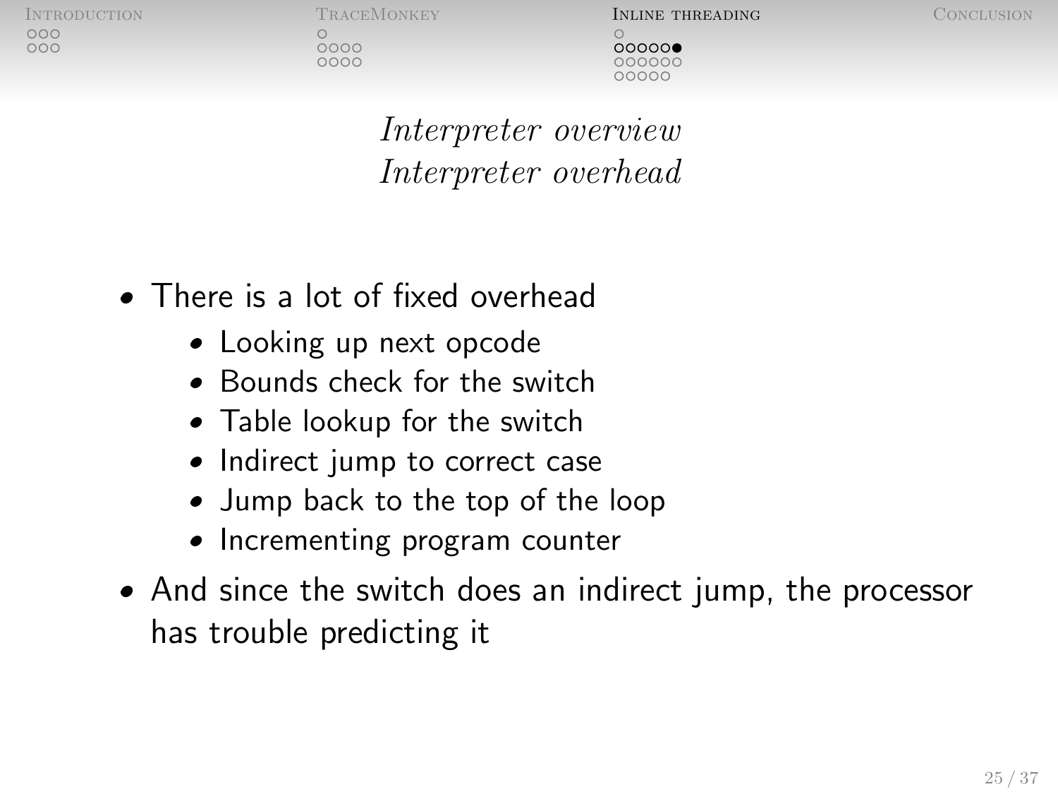*Interpreter overview*
*Interpreter overhead*

- There is a lot of fixed overhead
  - Looking up next opcode
  - Bounds check for the switch
  - Table lookup for the switch
  - Indirect jump to correct case
  - Jump back to the top of the loop
  - Incrementing program counter
- And since the switch does an indirect jump, the processor has trouble predicting it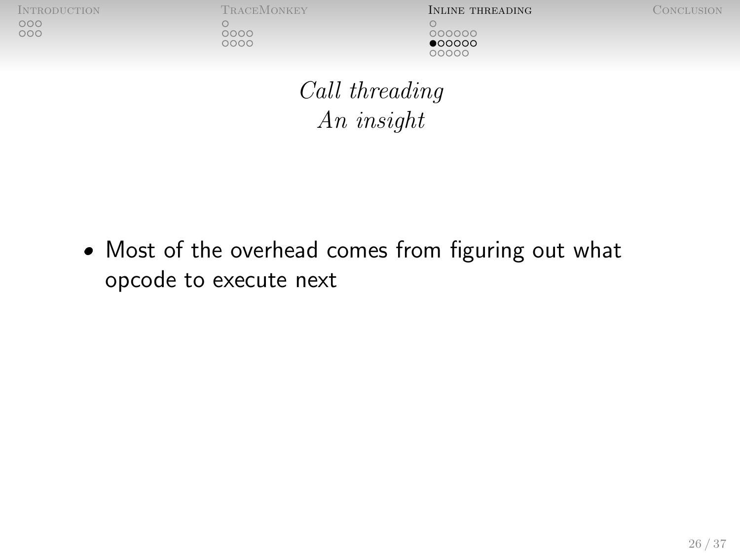## *Call threading*
### *An insight*

- Most of the overhead comes from figuring out what opcode to execute next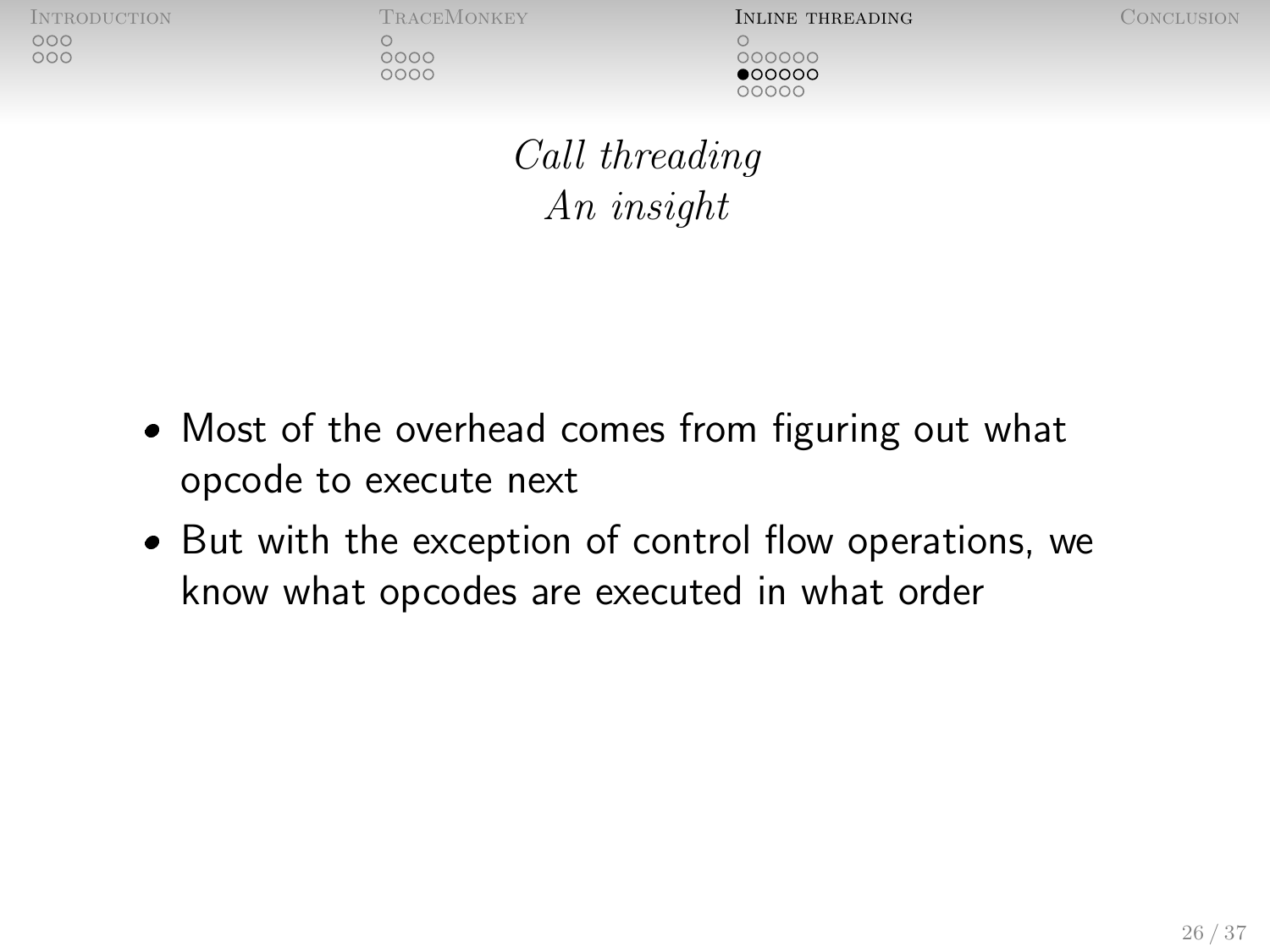## *Call threading*
### *An insight*

- Most of the overhead comes from figuring out what opcode to execute next
- But with the exception of control flow operations, we know what opcodes are executed in what order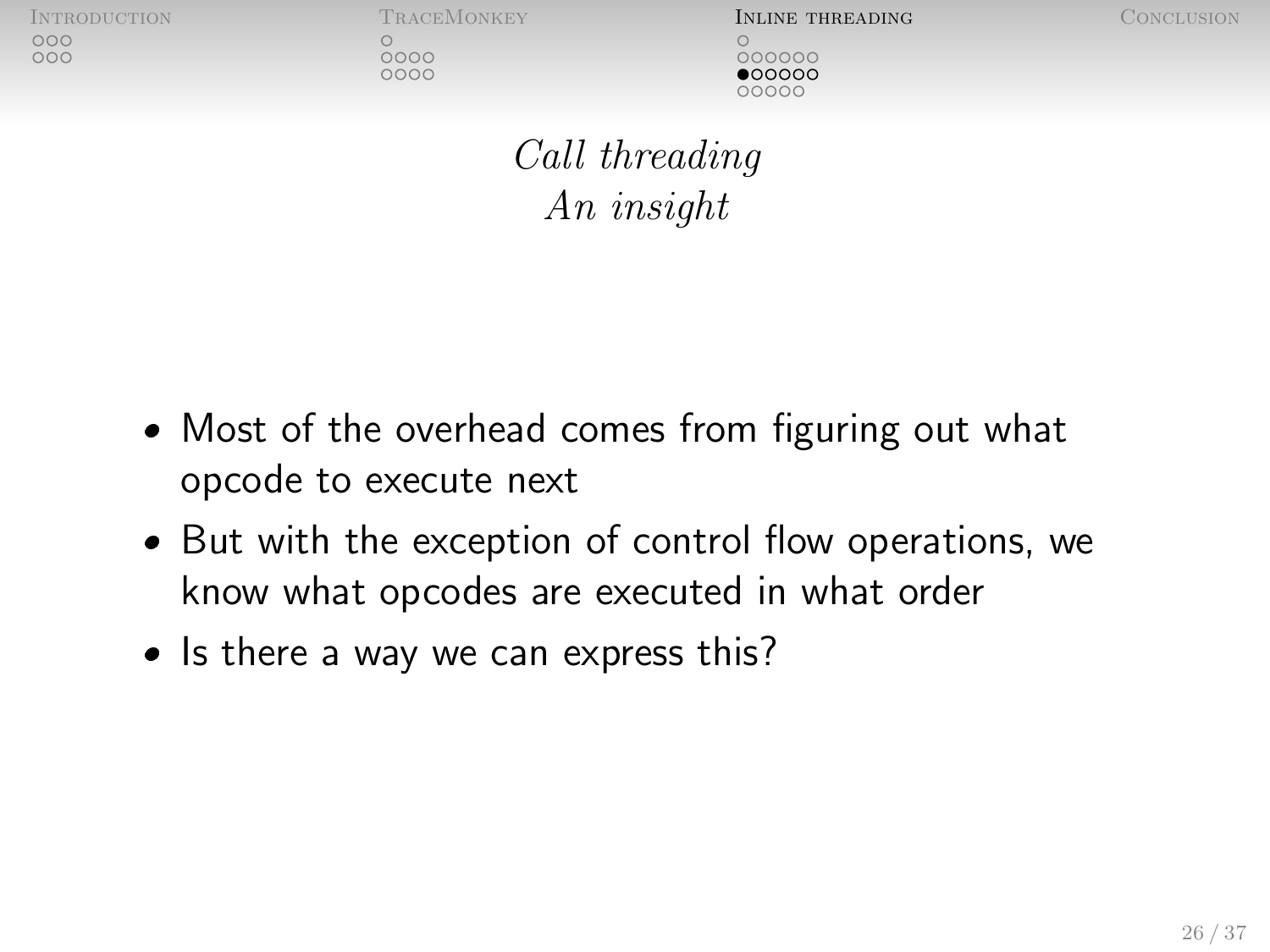## *Call threading*
### *An insight*

- Most of the overhead comes from figuring out what opcode to execute next
- But with the exception of control flow operations, we know what opcodes are executed in what order
- Is there a way we can express this?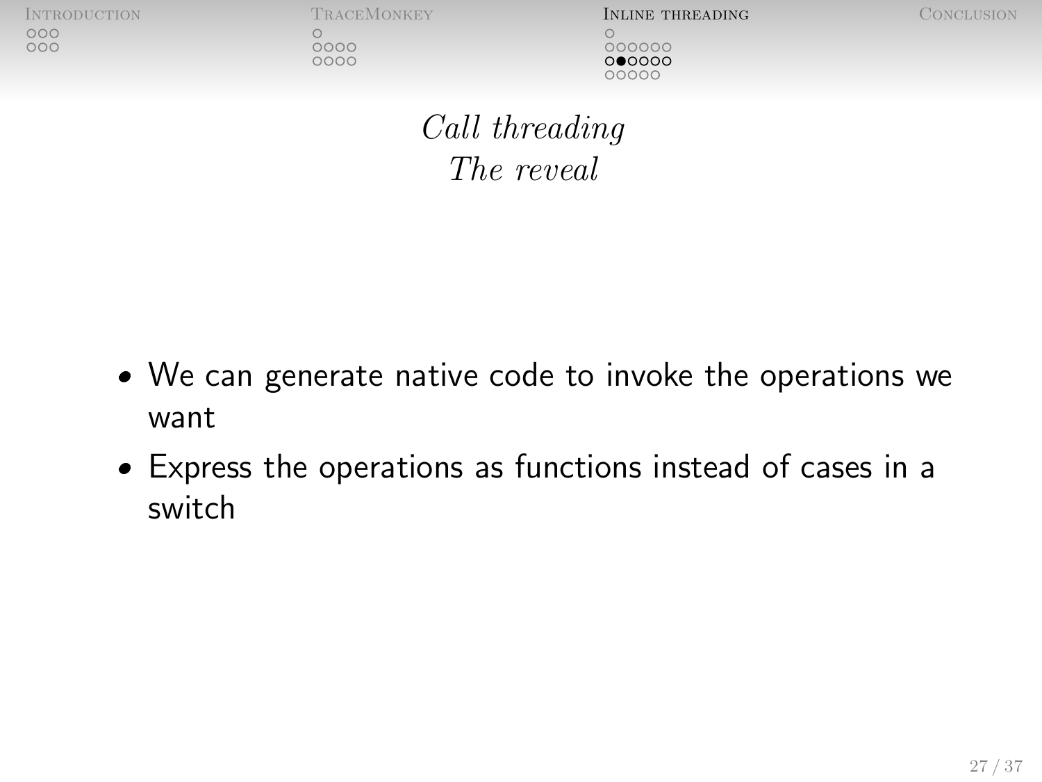## *Call threading*
### *The reveal*

- We can generate native code to invoke the operations we want
- Express the operations as functions instead of cases in a switch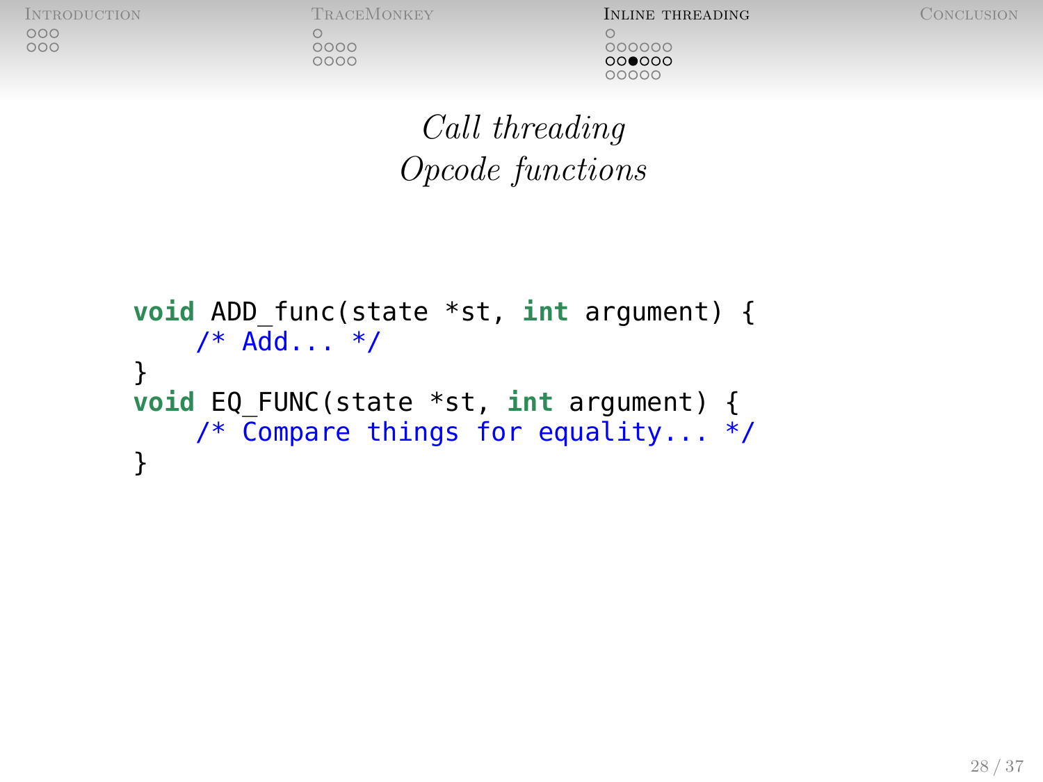## *Call threading*
## *Opcode functions*

```c
void ADD_func(state *st, int argument) {
    /* Add... */
}
void EQ_FUNC(state *st, int argument) {
    /* Compare things for equality... */
}
```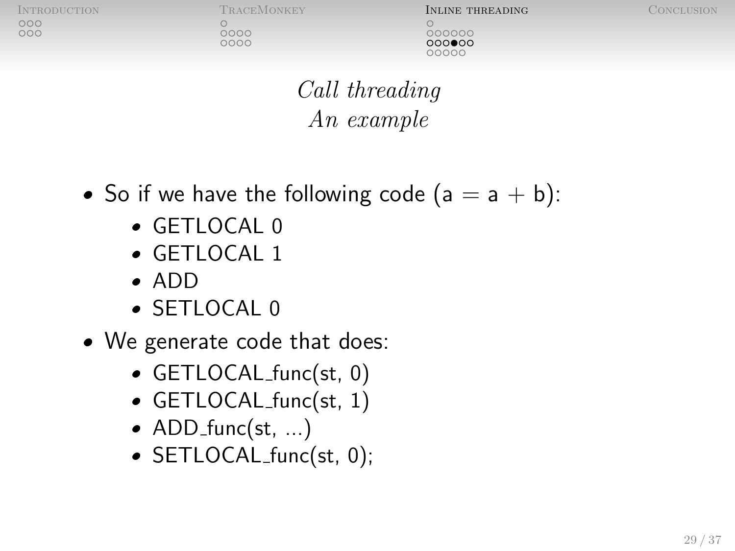## *Call threading*
### *An example*

- So if we have the following code ($a = a + b$):
  - GETLOCAL 0
  - GETLOCAL 1
  - ADD
  - SETLOCAL 0
- We generate code that does:
  - GETLOCAL_func(st, 0)
  - GETLOCAL_func(st, 1)
  - ADD_func(st, ...)
  - SETLOCAL_func(st, 0);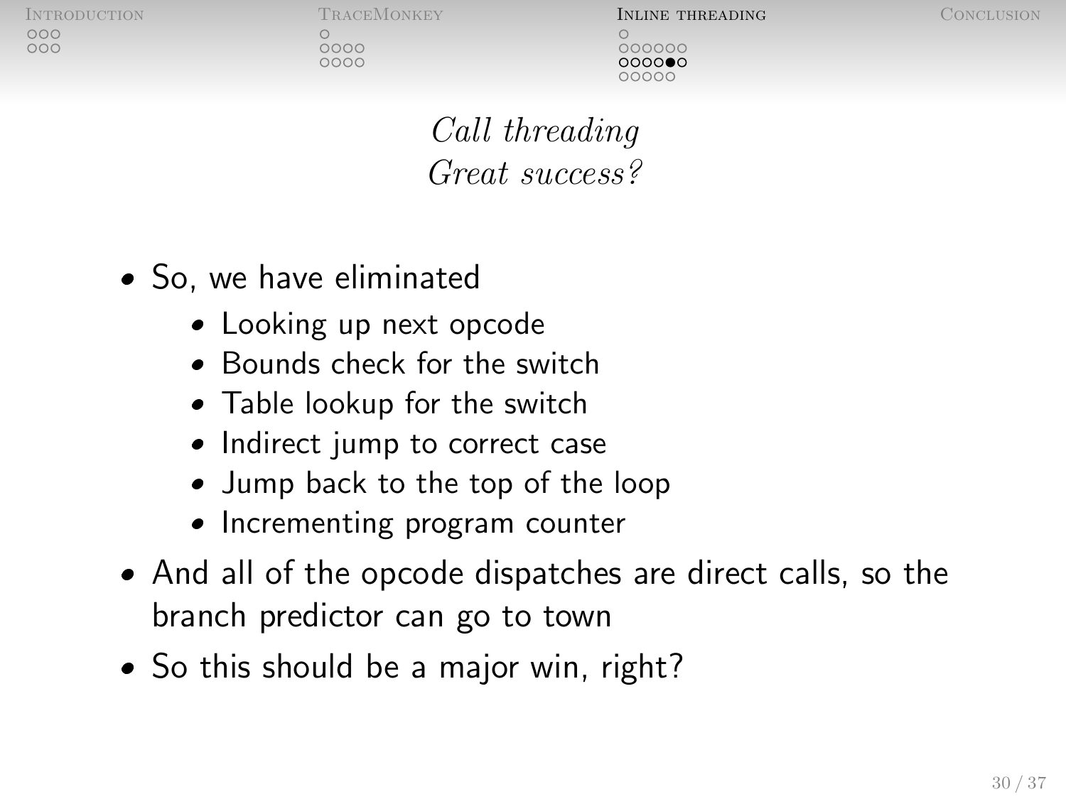## *Call threading*
## *Great success?*

- So, we have eliminated
  - Looking up next opcode
  - Bounds check for the switch
  - Table lookup for the switch
  - Indirect jump to correct case
  - Jump back to the top of the loop
  - Incrementing program counter
- And all of the opcode dispatches are direct calls, so the branch predictor can go to town
- So this should be a major win, right?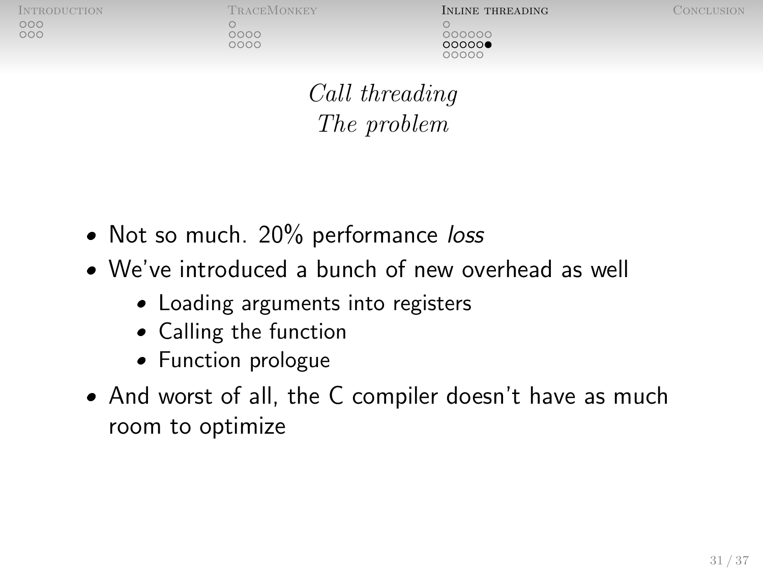## *Call threading*
## *The problem*

- Not so much. 20% performance *loss*
- We've introduced a bunch of new overhead as well
  - Loading arguments into registers
  - Calling the function
  - Function prologue
- And worst of all, the C compiler doesn't have as much room to optimize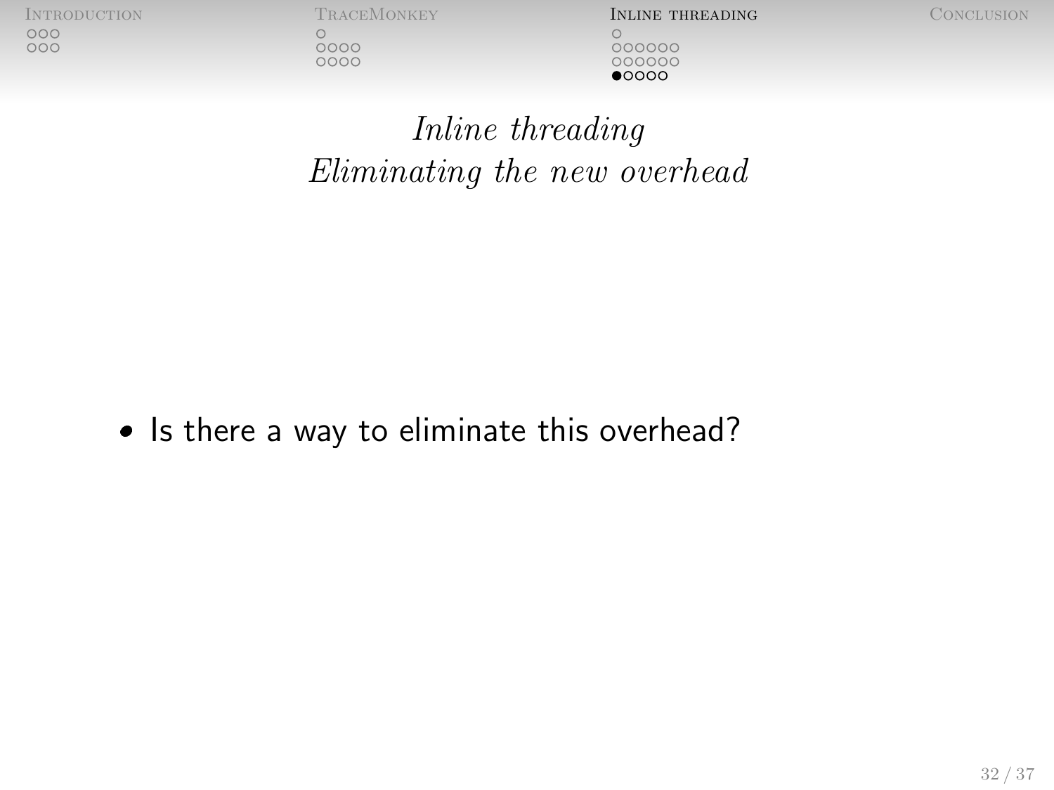## *Inline threading*
## *Eliminating the new overhead*

- Is there a way to eliminate this overhead?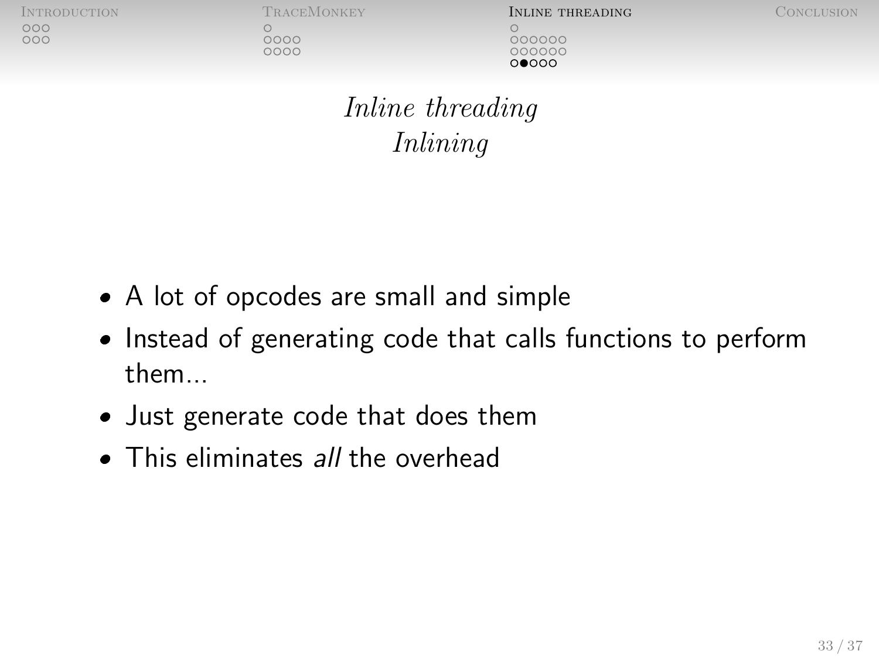## *Inline threading*
### *Inlining*

- A lot of opcodes are small and simple
- Instead of generating code that calls functions to perform them...
- Just generate code that does them
- This eliminates *all* the overhead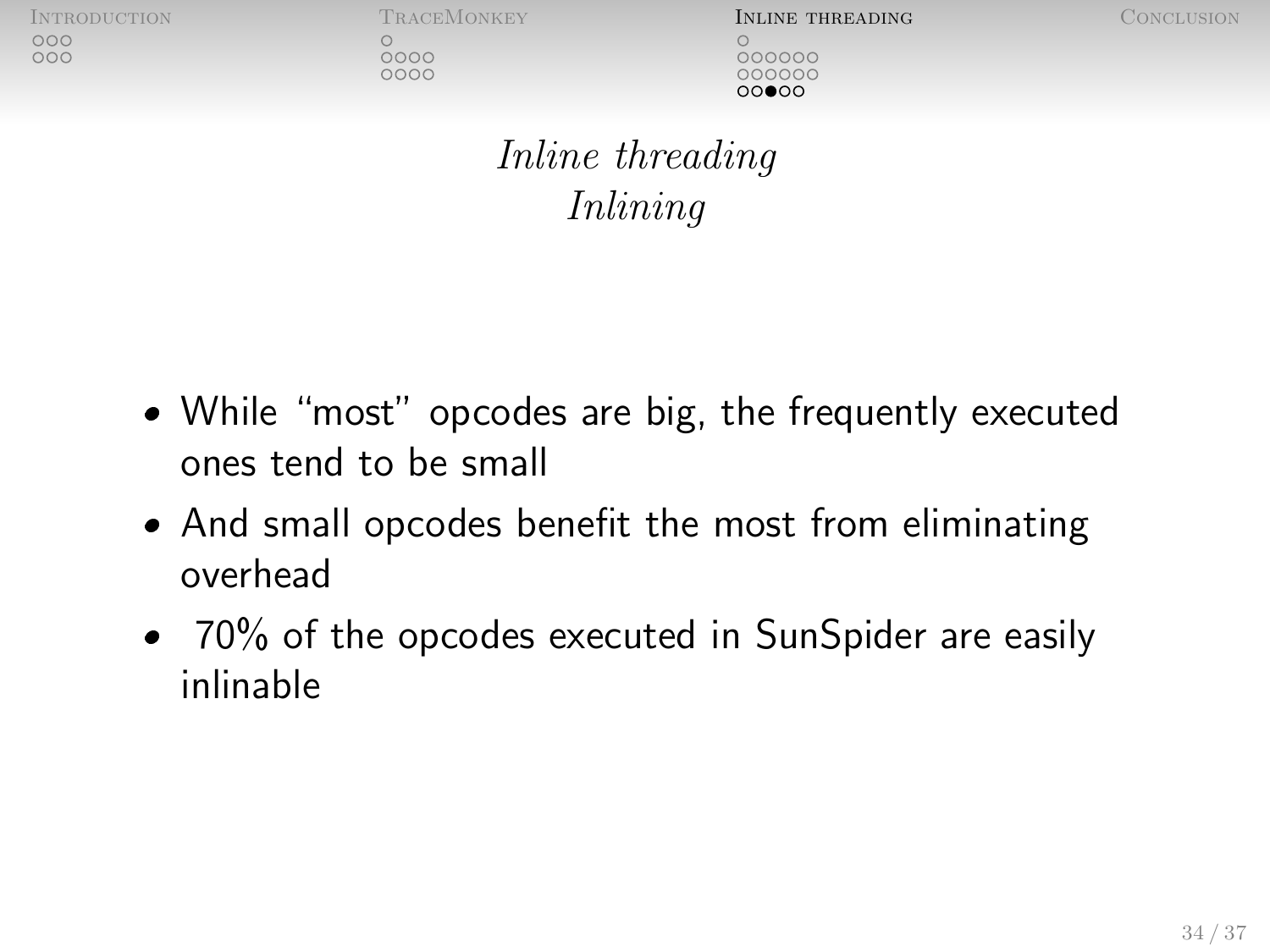# *Inline threading*

## *Inlining*

- While "most" opcodes are big, the frequently executed ones tend to be small
- And small opcodes benefit the most from eliminating overhead
- 70% of the opcodes executed in SunSpider are easily inlinable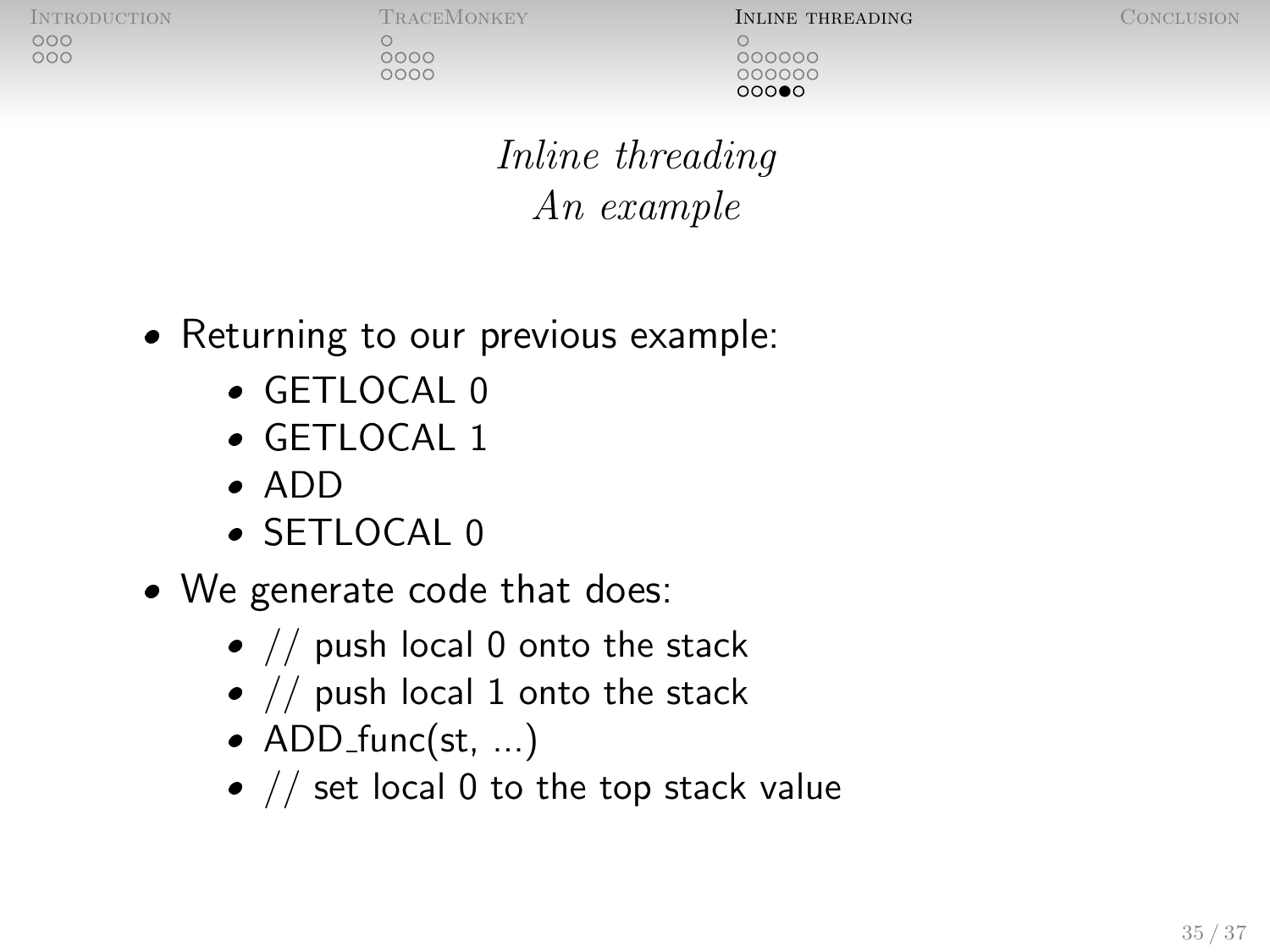# *Inline threading*
## *An example*

- Returning to our previous example:
  - GETLOCAL 0
  - GETLOCAL 1
  - ADD
  - SETLOCAL 0
- We generate code that does:
  - // push local 0 onto the stack
  - // push local 1 onto the stack
  - ADD_func(st, ...)
  - // set local 0 to the top stack value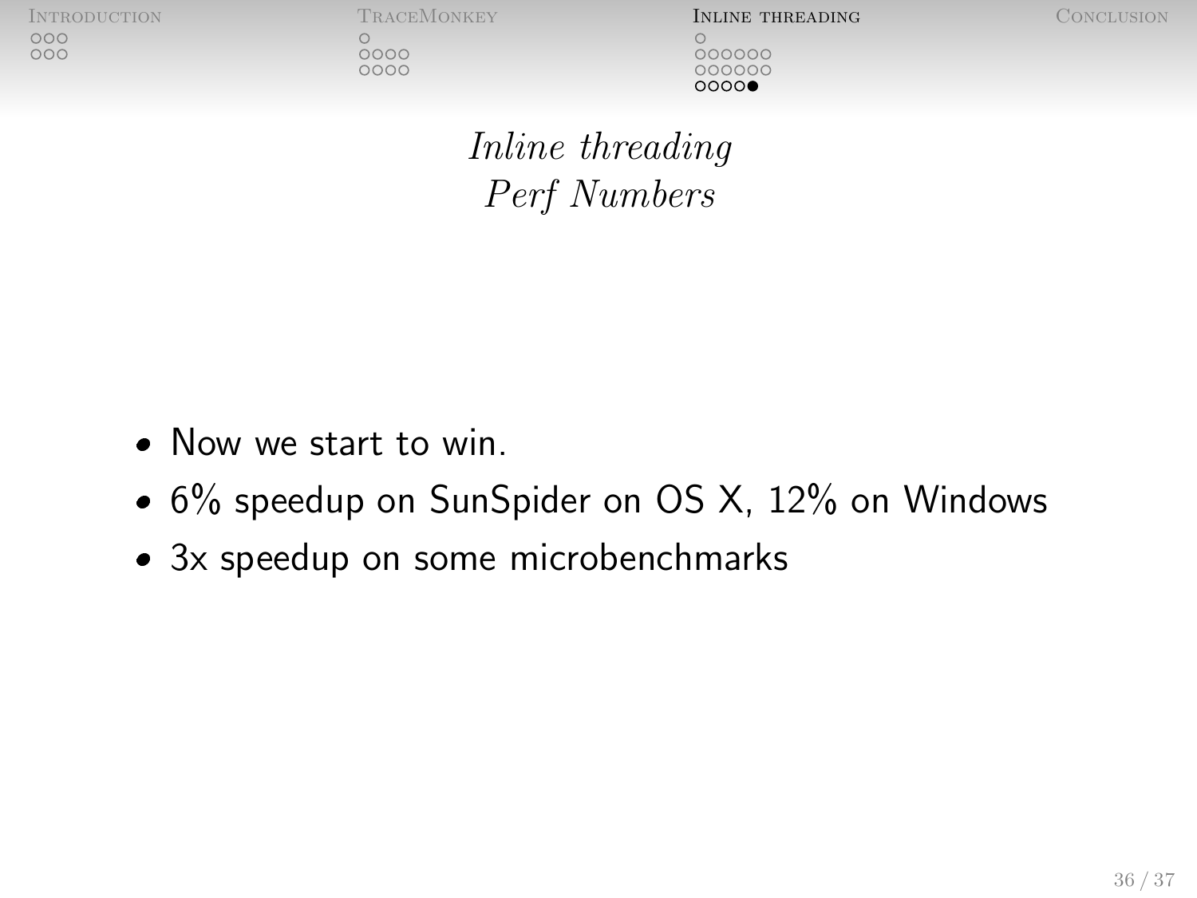## *Inline threading*
## *Perf Numbers*

- Now we start to win.
- 6% speedup on SunSpider on OS X, 12% on Windows
- 3x speedup on some microbenchmarks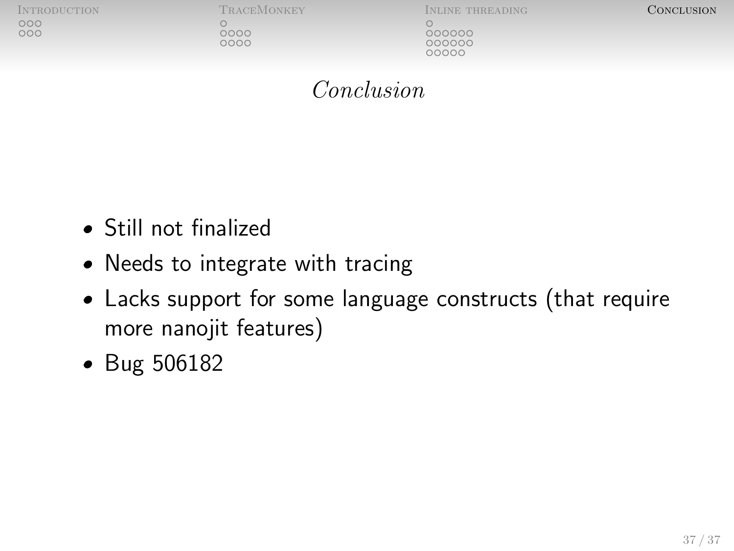## Conclusion

- Still not finalized
- Needs to integrate with tracing
- Lacks support for some language constructs (that require more nanojit features)
- Bug 506182